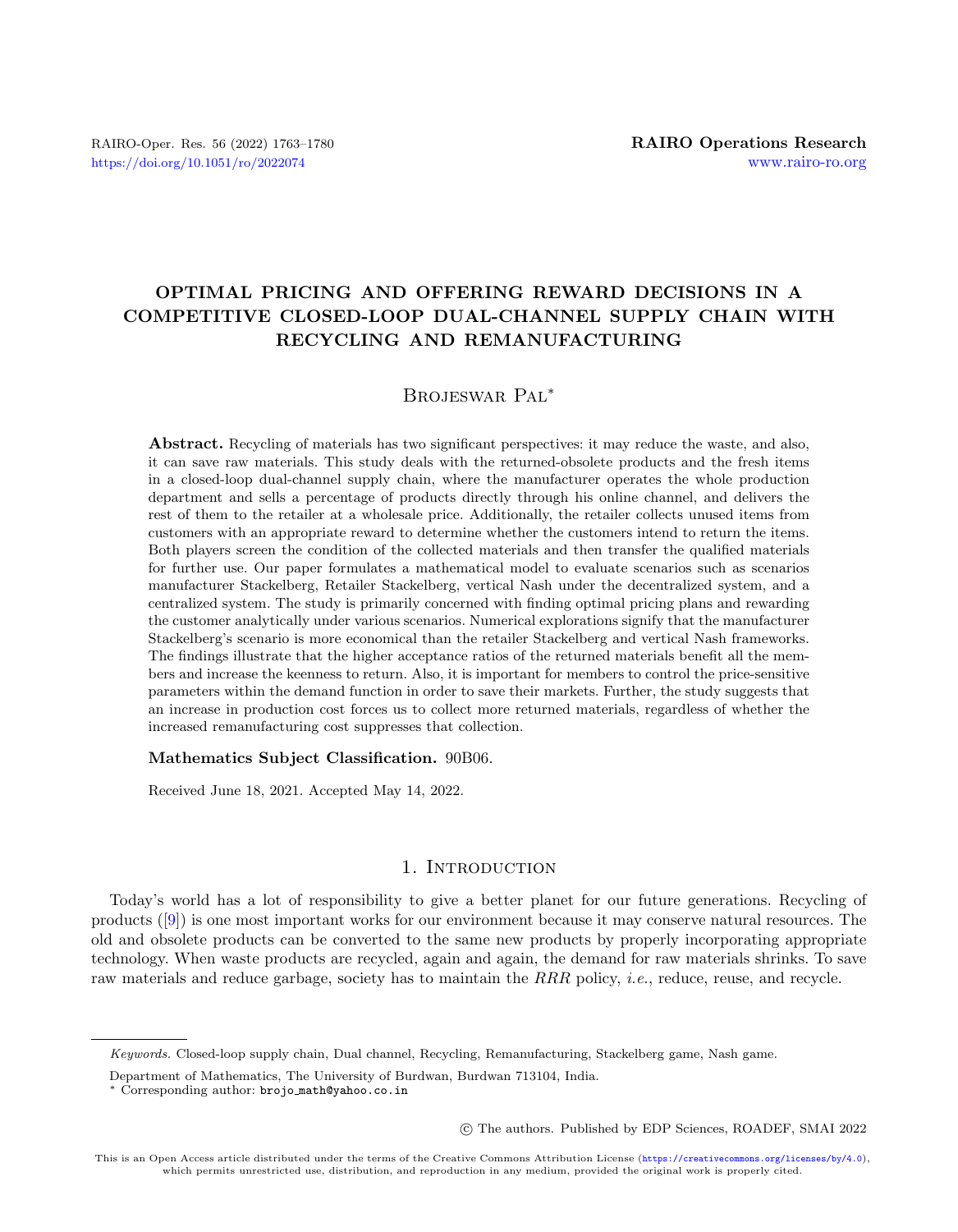# OPTIMAL PRICING AND OFFERING REWARD DECISIONS IN A COMPETITIVE CLOSED-LOOP DUAL-CHANNEL SUPPLY CHAIN WITH RECYCLING AND REMANUFACTURING

Brojeswar Pal*

**Abstract.** Recycling of materials has two significant perspectives: it may reduce the waste, and also, it can save raw materials. This study deals with the returned-obsolete products and the fresh items in a closed-loop dual-channel supply chain, where the manufacturer operates the whole production department and sells a percentage of products directly through his online channel, and delivers the rest of them to the retailer at a wholesale price. Additionally, the retailer collects unused items from customers with an appropriate reward to determine whether the customers intend to return the items. Both players screen the condition of the collected materials and then transfer the qualified materials for further use. Our paper formulates a mathematical model to evaluate scenarios such as scenarios manufacturer Stackelberg, Retailer Stackelberg, vertical Nash under the decentralized system, and a centralized system. The study is primarily concerned with finding optimal pricing plans and rewarding the customer analytically under various scenarios. Numerical explorations signify that the manufacturer Stackelberg's scenario is more economical than the retailer Stackelberg and vertical Nash frameworks. The findings illustrate that the higher acceptance ratios of the returned materials benefit all the members and increase the keenness to return. Also, it is important for members to control the price-sensitive parameters within the demand function in order to save their markets. Further, the study suggests that an increase in production cost forces us to collect more returned materials, regardless of whether the increased remanufacturing cost suppresses that collection.

**Mathematics Subject Classification.** 90B06.

Received June 18, 2021. Accepted May 14, 2022.

## 1. Introduction

Today's world has a lot of responsibility to give a better planet for our future generations. Recycling of products ([9]) is one most important works for our environment because it may conserve natural resources. The old and obsolete products can be converted to the same new products by properly incorporating appropriate technology. When waste products are recycled, again and again, the demand for raw materials shrinks. To save raw materials and reduce garbage, society has to maintain the *RRR* policy, *i.e.*, reduce, reuse, and recycle.

---

*Keywords.* Closed-loop supply chain, Dual channel, Recycling, Remanufacturing, Stackelberg game, Nash game.

Department of Mathematics, The University of Burdwan, Burdwan 713104, India.

* Corresponding author: brojo_math@yahoo.co.in

© The authors. Published by EDP Sciences, ROADEF, SMAI 2022

This is an Open Access article distributed under the terms of the Creative Commons Attribution License (https://creativecommons.org/licenses/by/4.0), which permits unrestricted use, distribution, and reproduction in any medium, provided the original work is properly cited.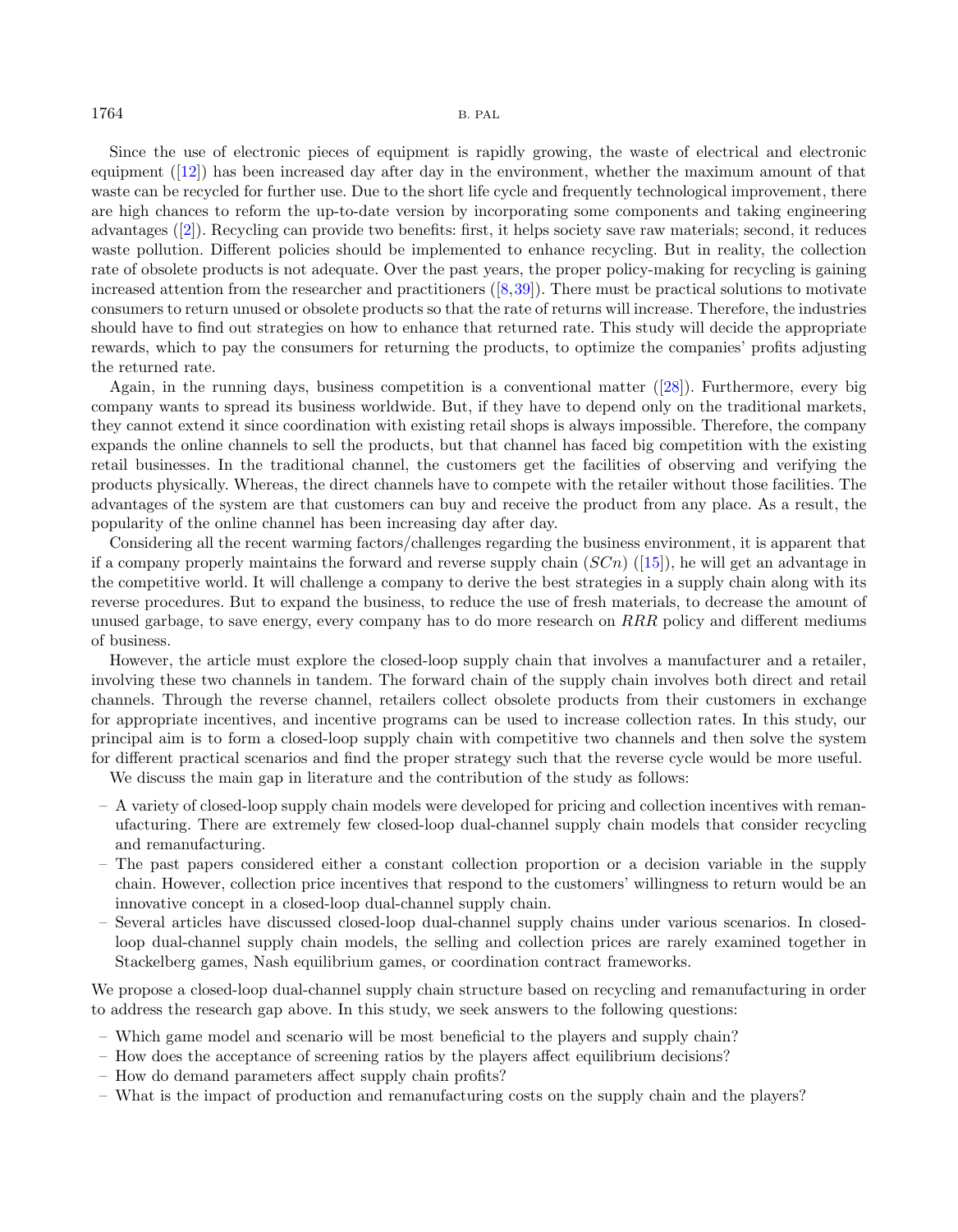Since the use of electronic pieces of equipment is rapidly growing, the waste of electrical and electronic equipment ([12]) has been increased day after day in the environment, whether the maximum amount of that waste can be recycled for further use. Due to the short life cycle and frequently technological improvement, there are high chances to reform the up-to-date version by incorporating some components and taking engineering advantages ([2]). Recycling can provide two benefits: first, it helps society save raw materials; second, it reduces waste pollution. Different policies should be implemented to enhance recycling. But in reality, the collection rate of obsolete products is not adequate. Over the past years, the proper policy-making for recycling is gaining increased attention from the researcher and practitioners ([8,39]). There must be practical solutions to motivate consumers to return unused or obsolete products so that the rate of returns will increase. Therefore, the industries should have to find out strategies on how to enhance that returned rate. This study will decide the appropriate rewards, which to pay the consumers for returning the products, to optimize the companies' profits adjusting the returned rate.

Again, in the running days, business competition is a conventional matter ([28]). Furthermore, every big company wants to spread its business worldwide. But, if they have to depend only on the traditional markets, they cannot extend it since coordination with existing retail shops is always impossible. Therefore, the company expands the online channels to sell the products, but that channel has faced big competition with the existing retail businesses. In the traditional channel, the customers get the facilities of observing and verifying the products physically. Whereas, the direct channels have to compete with the retailer without those facilities. The advantages of the system are that customers can buy and receive the product from any place. As a result, the popularity of the online channel has been increasing day after day.

Considering all the recent warming factors/challenges regarding the business environment, it is apparent that if a company properly maintains the forward and reverse supply chain ($SCn$) ([15]), he will get an advantage in the competitive world. It will challenge a company to derive the best strategies in a supply chain along with its reverse procedures. But to expand the business, to reduce the use of fresh materials, to decrease the amount of unused garbage, to save energy, every company has to do more research on $RRR$ policy and different mediums of business.

However, the article must explore the closed-loop supply chain that involves a manufacturer and a retailer, involving these two channels in tandem. The forward chain of the supply chain involves both direct and retail channels. Through the reverse channel, retailers collect obsolete products from their customers in exchange for appropriate incentives, and incentive programs can be used to increase collection rates. In this study, our principal aim is to form a closed-loop supply chain with competitive two channels and then solve the system for different practical scenarios and find the proper strategy such that the reverse cycle would be more useful.

We discuss the main gap in literature and the contribution of the study as follows:

- A variety of closed-loop supply chain models were developed for pricing and collection incentives with remanufacturing. There are extremely few closed-loop dual-channel supply chain models that consider recycling and remanufacturing.
- The past papers considered either a constant collection proportion or a decision variable in the supply chain. However, collection price incentives that respond to the customers' willingness to return would be an innovative concept in a closed-loop dual-channel supply chain.
- Several articles have discussed closed-loop dual-channel supply chains under various scenarios. In closed-loop dual-channel supply chain models, the selling and collection prices are rarely examined together in Stackelberg games, Nash equilibrium games, or coordination contract frameworks.

We propose a closed-loop dual-channel supply chain structure based on recycling and remanufacturing in order to address the research gap above. In this study, we seek answers to the following questions:

- Which game model and scenario will be most beneficial to the players and supply chain?
- How does the acceptance of screening ratios by the players affect equilibrium decisions?
- How do demand parameters affect supply chain profits?
- What is the impact of production and remanufacturing costs on the supply chain and the players?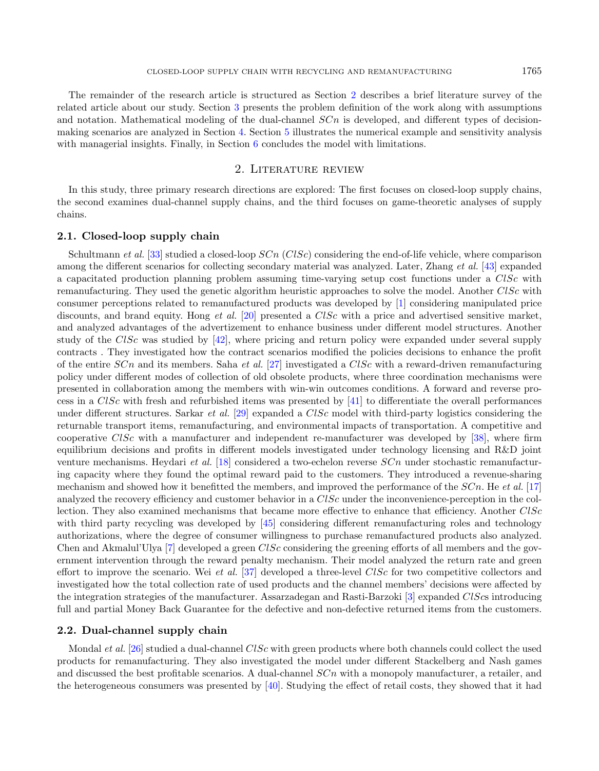The remainder of the research article is structured as Section 2 describes a brief literature survey of the related article about our study. Section 3 presents the problem definition of the work along with assumptions and notation. Mathematical modeling of the dual-channel $SCn$ is developed, and different types of decision-making scenarios are analyzed in Section 4. Section 5 illustrates the numerical example and sensitivity analysis with managerial insights. Finally, in Section 6 concludes the model with limitations.

## 2. Literature review

In this study, three primary research directions are explored: The first focuses on closed-loop supply chains, the second examines dual-channel supply chains, and the third focuses on game-theoretic analyses of supply chains.

### 2.1. Closed-loop supply chain

Schultmann *et al.* [33] studied a closed-loop $SCn$ ($ClSc$) considering the end-of-life vehicle, where comparison among the different scenarios for collecting secondary material was analyzed. Later, Zhang *et al.* [43] expanded a capacitated production planning problem assuming time-varying setup cost functions under a $ClSc$ with remanufacturing. They used the genetic algorithm heuristic approaches to solve the model. Another $ClSc$ with consumer perceptions related to remanufactured products was developed by [1] considering manipulated price discounts, and brand equity. Hong *et al.* [20] presented a $ClSc$ with a price and advertised sensitive market, and analyzed advantages of the advertizement to enhance business under different model structures. Another study of the $ClSc$ was studied by [42], where pricing and return policy were expanded under several supply contracts . They investigated how the contract scenarios modified the policies decisions to enhance the profit of the entire $SCn$ and its members. Saha *et al.* [27] investigated a $ClSc$ with a reward-driven remanufacturing policy under different modes of collection of old obsolete products, where three coordination mechanisms were presented in collaboration among the members with win-win outcomes conditions. A forward and reverse process in a $ClSc$ with fresh and refurbished items was presented by [41] to differentiate the overall performances under different structures. Sarkar *et al.* [29] expanded a $ClSc$ model with third-party logistics considering the returnable transport items, remanufacturing, and environmental impacts of transportation. A competitive and cooperative $ClSc$ with a manufacturer and independent re-manufacturer was developed by [38], where firm equilibrium decisions and profits in different models investigated under technology licensing and R&D joint venture mechanisms. Heydari *et al.* [18] considered a two-echelon reverse $SCn$ under stochastic remanufacturing capacity where they found the optimal reward paid to the customers. They introduced a revenue-sharing mechanism and showed how it benefitted the members, and improved the performance of the $SCn$. He *et al.* [17] analyzed the recovery efficiency and customer behavior in a $ClSc$ under the inconvenience-perception in the collection. They also examined mechanisms that became more effective to enhance that efficiency. Another $ClSc$ with third party recycling was developed by [45] considering different remanufacturing roles and technology authorizations, where the degree of consumer willingness to purchase remanufactured products also analyzed. Chen and Akmalul'Ulya [7] developed a green $ClSc$ considering the greening efforts of all members and the government intervention through the reward penalty mechanism. Their model analyzed the return rate and green effort to improve the scenario. Wei *et al.* [37] developed a three-level $ClSc$ for two competitive collectors and investigated how the total collection rate of used products and the channel members' decisions were affected by the integration strategies of the manufacturer. Assarzadegan and Rasti-Barzoki [3] expanded $ClSc$s introducing full and partial Money Back Guarantee for the defective and non-defective returned items from the customers.

### 2.2. Dual-channel supply chain

Mondal *et al.* [26] studied a dual-channel $ClSc$ with green products where both channels could collect the used products for remanufacturing. They also investigated the model under different Stackelberg and Nash games and discussed the best profitable scenarios. A dual-channel $SCn$ with a monopoly manufacturer, a retailer, and the heterogeneous consumers was presented by [40]. Studying the effect of retail costs, they showed that it had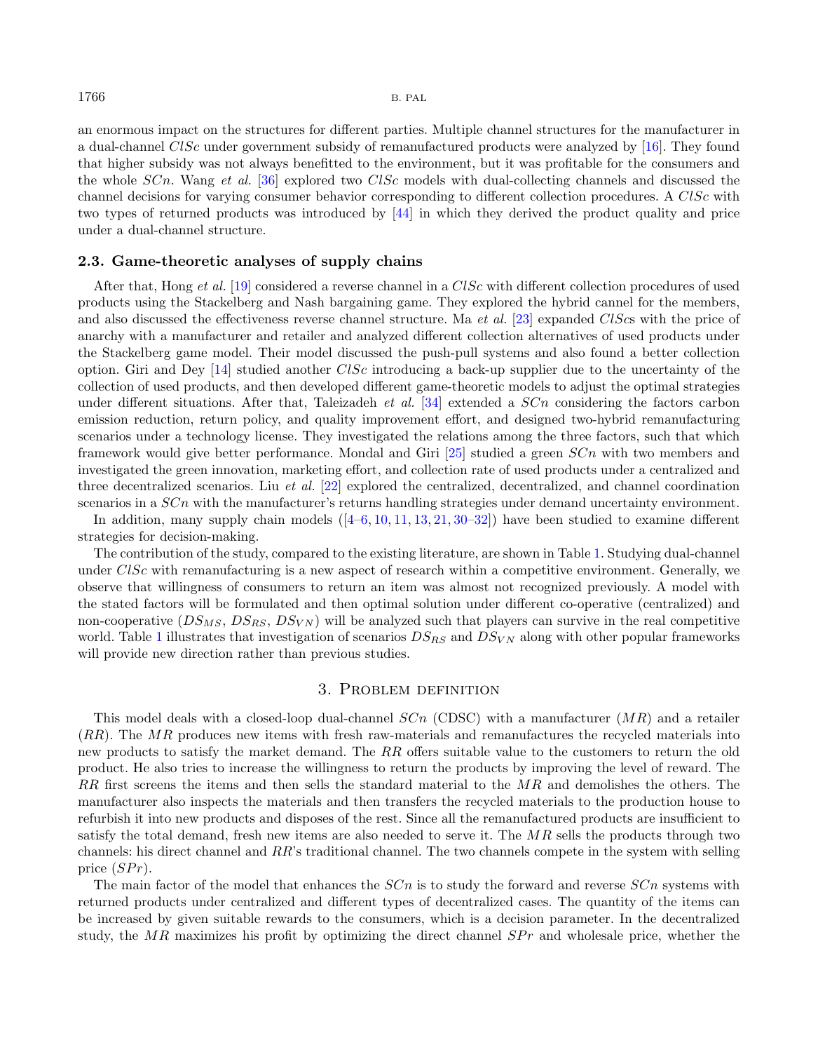an enormous impact on the structures for different parties. Multiple channel structures for the manufacturer in a dual-channel $ClSc$ under government subsidy of remanufactured products were analyzed by [16]. They found that higher subsidy was not always benefitted to the environment, but it was profitable for the consumers and the whole $SCn$. Wang *et al*. [36] explored two $ClSc$ models with dual-collecting channels and discussed the channel decisions for varying consumer behavior corresponding to different collection procedures. A $ClSc$ with two types of returned products was introduced by [44] in which they derived the product quality and price under a dual-channel structure.

### 2.3. Game-theoretic analyses of supply chains

After that, Hong *et al.* [19] considered a reverse channel in a $ClSc$ with different collection procedures of used products using the Stackelberg and Nash bargaining game. They explored the hybrid cannel for the members, and also discussed the effectiveness reverse channel structure. Ma *et al.* [23] expanded $ClSc$s with the price of anarchy with a manufacturer and retailer and analyzed different collection alternatives of used products under the Stackelberg game model. Their model discussed the push-pull systems and also found a better collection option. Giri and Dey [14] studied another $ClSc$ introducing a back-up supplier due to the uncertainty of the collection of used products, and then developed different game-theoretic models to adjust the optimal strategies under different situations. After that, Taleizadeh *et al.* [34] extended a $SCn$ considering the factors carbon emission reduction, return policy, and quality improvement effort, and designed two-hybrid remanufacturing scenarios under a technology license. They investigated the relations among the three factors, such that which framework would give better performance. Mondal and Giri [25] studied a green $SCn$ with two members and investigated the green innovation, marketing effort, and collection rate of used products under a centralized and three decentralized scenarios. Liu *et al.* [22] explored the centralized, decentralized, and channel coordination scenarios in a $SCn$ with the manufacturer's returns handling strategies under demand uncertainty environment.

In addition, many supply chain models ([4–6, 10, 11, 13, 21, 30–32]) have been studied to examine different strategies for decision-making.

The contribution of the study, compared to the existing literature, are shown in Table 1. Studying dual-channel under $ClSc$ with remanufacturing is a new aspect of research within a competitive environment. Generally, we observe that willingness of consumers to return an item was almost not recognized previously. A model with the stated factors will be formulated and then optimal solution under different co-operative (centralized) and non-cooperative ($DS_{MS}$, $DS_{RS}$, $DS_{VN}$) will be analyzed such that players can survive in the real competitive world. Table 1 illustrates that investigation of scenarios $DS_{RS}$ and $DS_{VN}$ along with other popular frameworks will provide new direction rather than previous studies.

## 3. Problem definition

This model deals with a closed-loop dual-channel $SCn$ (CDSC) with a manufacturer ($MR$) and a retailer ($RR$). The $MR$ produces new items with fresh raw-materials and remanufactures the recycled materials into new products to satisfy the market demand. The $RR$ offers suitable value to the customers to return the old product. He also tries to increase the willingness to return the products by improving the level of reward. The $RR$ first screens the items and then sells the standard material to the $MR$ and demolishes the others. The manufacturer also inspects the materials and then transfers the recycled materials to the production house to refurbish it into new products and disposes of the rest. Since all the remanufactured products are insufficient to satisfy the total demand, fresh new items are also needed to serve it. The $MR$ sells the products through two channels: his direct channel and $RR$'s traditional channel. The two channels compete in the system with selling price ($SPr$).

The main factor of the model that enhances the $SCn$ is to study the forward and reverse $SCn$ systems with returned products under centralized and different types of decentralized cases. The quantity of the items can be increased by given suitable rewards to the consumers, which is a decision parameter. In the decentralized study, the $MR$ maximizes his profit by optimizing the direct channel $SPr$ and wholesale price, whether the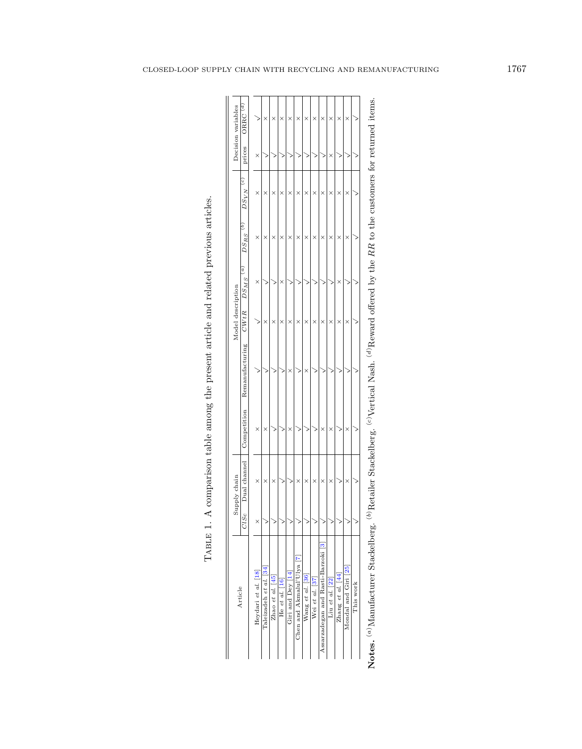TABLE 1. A comparison table among the present article and related previous articles.

| Article | Supply chain | | Competition | Remanufacturing | Model description | | | | Decision variables | |
|---|---|---|---|---|---|---|---|---|---|---|
| | $ClSc$ | Dual channel | | | $CWtR$ | $DS_{MS}$ [(a)] | $DS_{RS}$ [(b)] | $DS_{VN}$ [(c)] | prices | ORRC [(d)] |
| Heydari *et al.* [18] | × | × | × | √ | √ | × | × | × | × | √ |
| Taleizadeh *et al.* [34] | √ | × | × | √ | × | √ | × | × | √ | × |
| Zhao *et al.* [45] | √ | × | √ | √ | × | √ | × | × | √ | × |
| He *et al.* [16] | √ | √ | √ | √ | × | × | × | × | √ | × |
| Giri and Dey [14] | √ | √ | × | × | × | √ | × | × | √ | × |
| Chen and AkmalulUlya [7] | √ | × | √ | √ | × | √ | × | × | √ | × |
| Wang *et al.* [36] | √ | × | √ | × | × | √ | × | × | √ | × |
| Wei *et al.* [37] | √ | × | √ | √ | × | √ | × | × | √ | × |
| Assarzadegan and Rasti-Barzoki [3] | √ | × | × | √ | × | √ | × | × | √ | × |
| Liu *et al.* [22] | √ | × | × | √ | × | √ | × | × | × | × |
| Zhang *et al.* [44] | √ | √ | √ | √ | × | × | × | × | √ | × |
| Mondal and Giri [25] | √ | × | × | √ | × | √ | × | × | √ | × |
| This work | √ | √ | √ | √ | √ | √ | √ | √ | √ | √ |

**Notes.** [(a)]Manufacturer Stackelberg. [(b)]Retailer Stackelberg. [(c)]Vertical Nash. [(d)]Reward offered by the $RR$ to the customers for returned items.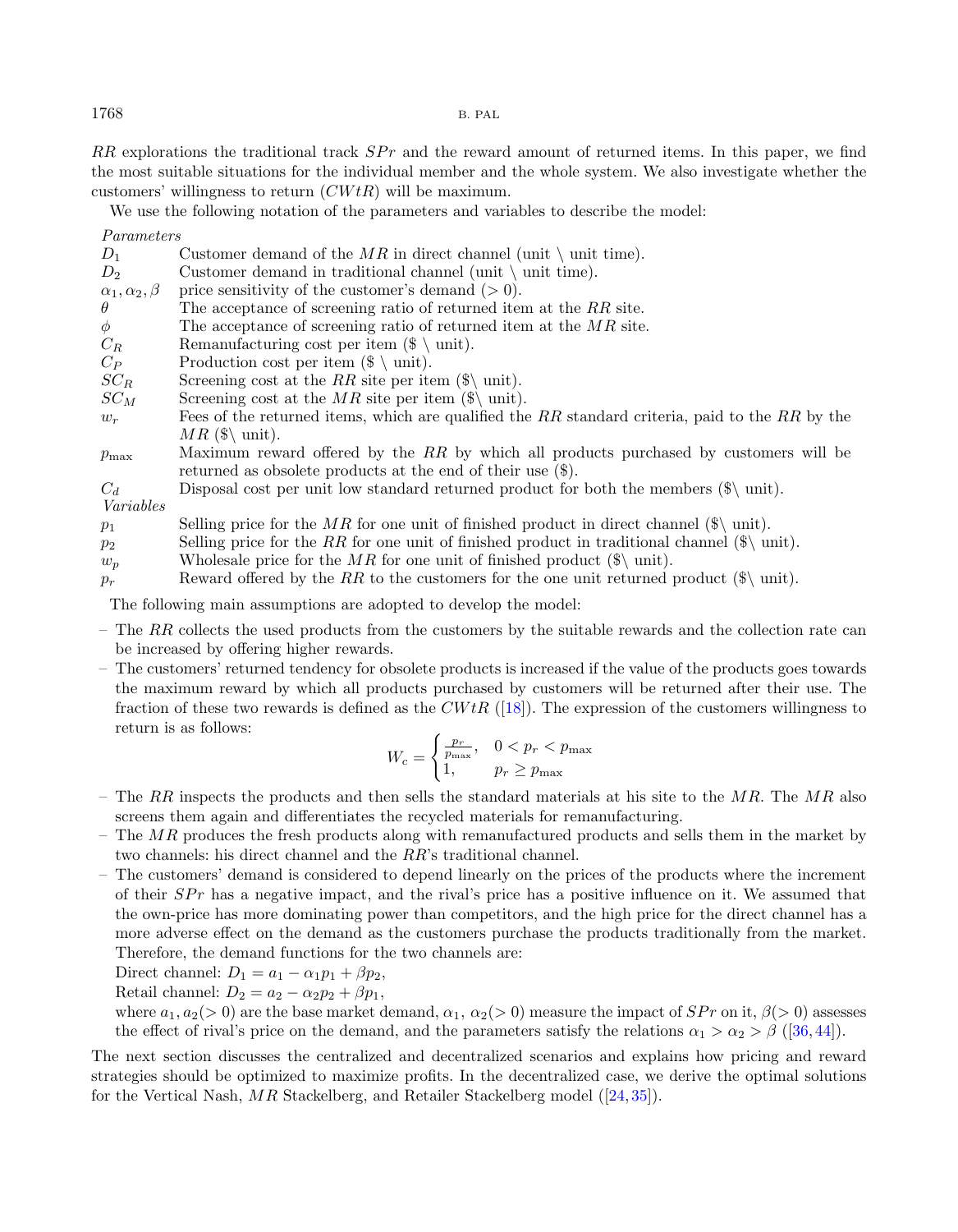$RR$ explorations the traditional track $SPr$ and the reward amount of returned items. In this paper, we find the most suitable situations for the individual member and the whole system. We also investigate whether the customers' willingness to return ($CWtR$) will be maximum.

We use the following notation of the parameters and variables to describe the model:

*Parameters*

| | |
|---|---|
| $D_1$ | Customer demand of the $MR$ in direct channel (unit \ unit time). |
| $D_2$ | Customer demand in traditional channel (unit \ unit time). |
| $\alpha_1, \alpha_2, \beta$ | price sensitivity of the customer's demand ($> 0$). |
| $\theta$ | The acceptance of screening ratio of returned item at the $RR$ site. |
| $\phi$ | The acceptance of screening ratio of returned item at the $MR$ site. |
| $C_R$ | Remanufacturing cost per item (\$ \ unit). |
| $C_P$ | Production cost per item (\$ \ unit). |
| $SC_R$ | Screening cost at the $RR$ site per item (\$\ unit). |
| $SC_M$ | Screening cost at the $MR$ site per item (\$\ unit). |
| $w_r$ | Fees of the returned items, which are qualified the $RR$ standard criteria, paid to the $RR$ by the $MR$ (\$\ unit). |
| $p_{\max}$ | Maximum reward offered by the $RR$ by which all products purchased by customers will be returned as obsolete products at the end of their use (\$). |
| $C_d$ | Disposal cost per unit low standard returned product for both the members (\$\ unit). |

*Variables*

| | |
|---|---|
| $p_1$ | Selling price for the $MR$ for one unit of finished product in direct channel (\$\ unit). |
| $p_2$ | Selling price for the $RR$ for one unit of finished product in traditional channel (\$\ unit). |
| $w_p$ | Wholesale price for the $MR$ for one unit of finished product (\$\ unit). |
| $p_r$ | Reward offered by the $RR$ to the customers for the one unit returned product (\$\ unit). |

The following main assumptions are adopted to develop the model:

- The $RR$ collects the used products from the customers by the suitable rewards and the collection rate can be increased by offering higher rewards.
- The customers' returned tendency for obsolete products is increased if the value of the products goes towards the maximum reward by which all products purchased by customers will be returned after their use. The fraction of these two rewards is defined as the $CWtR$ ([18]). The expression of the customers willingness to return is as follows:
$$W_c = \begin{cases} \frac{p_r}{p_{\max}}, & 0 < p_r < p_{\max} \\ 1, & p_r \geq p_{\max} \end{cases}$$
- The $RR$ inspects the products and then sells the standard materials at his site to the $MR$. The $MR$ also screens them again and differentiates the recycled materials for remanufacturing.
- The $MR$ produces the fresh products along with remanufactured products and sells them in the market by two channels: his direct channel and the $RR$'s traditional channel.
- The customers' demand is considered to depend linearly on the prices of the products where the increment of their $SPr$ has a negative impact, and the rival's price has a positive influence on it. We assumed that the own-price has more dominating power than competitors, and the high price for the direct channel has a more adverse effect on the demand as the customers purchase the products traditionally from the market. Therefore, the demand functions for the two channels are:

  Direct channel: $D_1 = a_1 - \alpha_1 p_1 + \beta p_2$,

  Retail channel: $D_2 = a_2 - \alpha_2 p_2 + \beta p_1$,

  where $a_1, a_2 (> 0)$ are the base market demand, $\alpha_1$, $\alpha_2 (> 0)$ measure the impact of $SPr$ on it, $\beta (> 0)$ assesses the effect of rival's price on the demand, and the parameters satisfy the relations $\alpha_1 > \alpha_2 > \beta$ ([36, 44]).

The next section discusses the centralized and decentralized scenarios and explains how pricing and reward strategies should be optimized to maximize profits. In the decentralized case, we derive the optimal solutions for the Vertical Nash, $MR$ Stackelberg, and Retailer Stackelberg model ([24, 35]).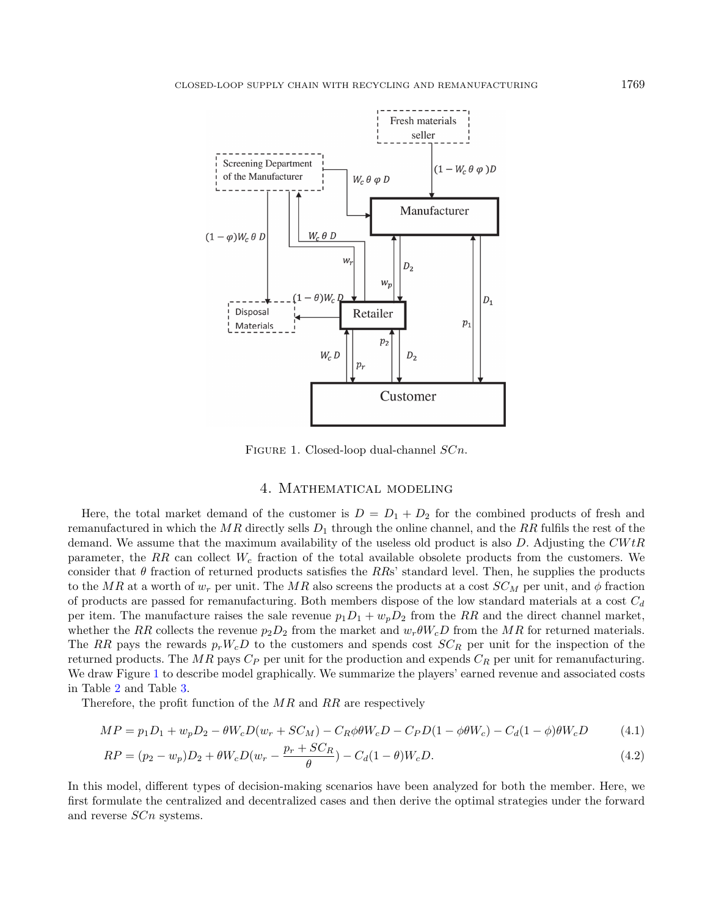Figure 1. Closed-loop dual-channel $SCn$.

## 4. Mathematical modeling

Here, the total market demand of the customer is $D = D_1 + D_2$ for the combined products of fresh and remanufactured in which the $MR$ directly sells $D_1$ through the online channel, and the $RR$ fulfils the rest of the demand. We assume that the maximum availability of the useless old product is also $D$. Adjusting the $CWtR$ parameter, the $RR$ can collect $W_c$ fraction of the total available obsolete products from the customers. We consider that $\theta$ fraction of returned products satisfies the $RR$s' standard level. Then, he supplies the products to the $MR$ at a worth of $w_r$ per unit. The $MR$ also screens the products at a cost $SC_M$ per unit, and $\phi$ fraction of products are passed for remanufacturing. Both members dispose of the low standard materials at a cost $C_d$ per item. The manufacture raises the sale revenue $p_1D_1 + w_pD_2$ from the $RR$ and the direct channel market, whether the $RR$ collects the revenue $p_2D_2$ from the market and $w_r\theta W_cD$ from the $MR$ for returned materials. The $RR$ pays the rewards $p_rW_cD$ to the customers and spends cost $SC_R$ per unit for the inspection of the returned products. The $MR$ pays $C_P$ per unit for the production and expends $C_R$ per unit for remanufacturing. We draw Figure 1 to describe model graphically. We summarize the players' earned revenue and associated costs in Table 2 and Table 3.

Therefore, the profit function of the $MR$ and $RR$ are respectively

$$MP = p_1D_1 + w_pD_2 - \theta W_cD(w_r + SC_M) - C_R\phi\theta W_cD - C_PD(1 - \phi\theta W_c) - C_d(1 - \phi)\theta W_cD \tag{4.1}$$

$$RP = (p_2 - w_p)D_2 + \theta W_cD\left(w_r - \frac{p_r + SC_R}{\theta}\right) - C_d(1 - \theta)W_cD. \tag{4.2}$$

In this model, different types of decision-making scenarios have been analyzed for both the member. Here, we first formulate the centralized and decentralized cases and then derive the optimal strategies under the forward and reverse $SCn$ systems.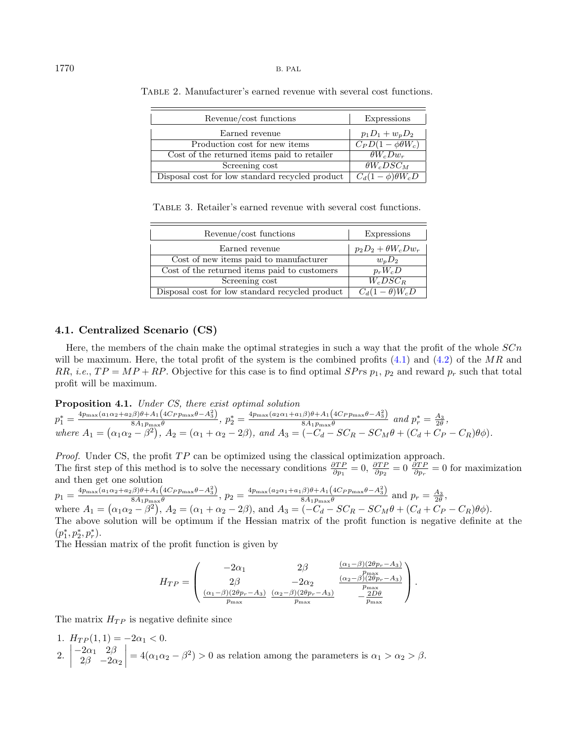Table 2. Manufacturer's earned revenue with several cost functions.

| Revenue/cost functions | Expressions |
|---|---|
| Earned revenue | $p_1 D_1 + w_p D_2$ |
| Production cost for new items | $C_P D(1 - \phi\theta W_c)$ |
| Cost of the returned items paid to retailer | $\theta W_c D w_r$ |
| Screening cost | $\theta W_c D SC_M$ |
| Disposal cost for low standard recycled product | $C_d(1-\phi)\theta W_c D$ |

Table 3. Retailer's earned revenue with several cost functions.

| Revenue/cost functions | Expressions |
|---|---|
| Earned revenue | $p_2 D_2 + \theta W_c D w_r$ |
| Cost of new items paid to manufacturer | $w_p D_2$ |
| Cost of the returned items paid to customers | $p_r W_c D$ |
| Screening cost | $W_c D SC_R$ |
| Disposal cost for low standard recycled product | $C_d(1-\theta) W_c D$ |

### 4.1. Centralized Scenario (CS)

Here, the members of the chain make the optimal strategies in such a way that the profit of the whole $SCn$ will be maximum. Here, the total profit of the system is the combined profits (4.1) and (4.2) of the $MR$ and $RR$, *i.e.*, $TP = MP + RP$. Objective for this case is to find optimal $SPrs$ $p_1$, $p_2$ and reward $p_r$ such that total profit will be maximum.

**Proposition 4.1.** *Under CS, there exist optimal solution*
$p_1^* = \frac{4p_{\max}(a_1\alpha_2 + a_2\beta)\theta + A_1\left(4C_P p_{\max}\theta - A_3^2\right)}{8A_1 p_{\max}\theta}$, $p_2^* = \frac{4p_{\max}(a_2\alpha_1 + a_1\beta)\theta + A_1\left(4C_P p_{\max}\theta - A_3^2\right)}{8A_1 p_{\max}\theta}$ *and* $p_r^* = \frac{A_3}{2\theta}$,
*where* $A_1 = \left(\alpha_1\alpha_2 - \beta^2\right)$, $A_2 = (\alpha_1 + \alpha_2 - 2\beta)$, *and* $A_3 = (-C_d - SC_R - SC_M\theta + (C_d + C_P - C_R)\theta\phi)$.

*Proof.* Under CS, the profit $TP$ can be optimized using the classical optimization approach.
The first step of this method is to solve the necessary conditions $\frac{\partial TP}{\partial p_1} = 0$, $\frac{\partial TP}{\partial p_2} = 0$ $\frac{\partial TP}{\partial p_r} = 0$ for maximization and then get one solution
$p_1 = \frac{4p_{\max}(a_1\alpha_2 + a_2\beta)\theta + A_1\left(4C_P p_{\max}\theta - A_3^2\right)}{8A_1 p_{\max}\theta}$, $p_2 = \frac{4p_{\max}(a_2\alpha_1 + a_1\beta)\theta + A_1\left(4C_P p_{\max}\theta - A_3^2\right)}{8A_1 p_{\max}\theta}$ and $p_r = \frac{A_3}{2\theta}$,
where $A_1 = \left(\alpha_1\alpha_2 - \beta^2\right)$, $A_2 = (\alpha_1 + \alpha_2 - 2\beta)$, and $A_3 = (-C_d - SC_R - SC_M\theta + (C_d + C_P - C_R)\theta\phi)$.
The above solution will be optimum if the Hessian matrix of the profit function is negative definite at the $(p_1^*, p_2^*, p_r^*)$.
The Hessian matrix of the profit function is given by

$$H_{TP} = \begin{pmatrix} -2\alpha_1 & 2\beta & \frac{(\alpha_1-\beta)(2\theta p_r - A_3)}{p_{\max}} \\ 2\beta & -2\alpha_2 & \frac{(\alpha_2-\beta)(2\theta p_r - A_3)}{p_{\max}} \\ \frac{(\alpha_1-\beta)(2\theta p_r - A_3)}{p_{\max}} & \frac{(\alpha_2-\beta)(2\theta p_r - A_3)}{p_{\max}} & -\frac{2D\theta}{p_{\max}} \end{pmatrix}.$$

The matrix $H_{TP}$ is negative definite since

1. $H_{TP}(1,1) = -2\alpha_1 < 0$.
2. $\begin{vmatrix} -2\alpha_1 & 2\beta \\ 2\beta & -2\alpha_2 \end{vmatrix} = 4(\alpha_1\alpha_2 - \beta^2) > 0$ as relation among the parameters is $\alpha_1 > \alpha_2 > \beta$.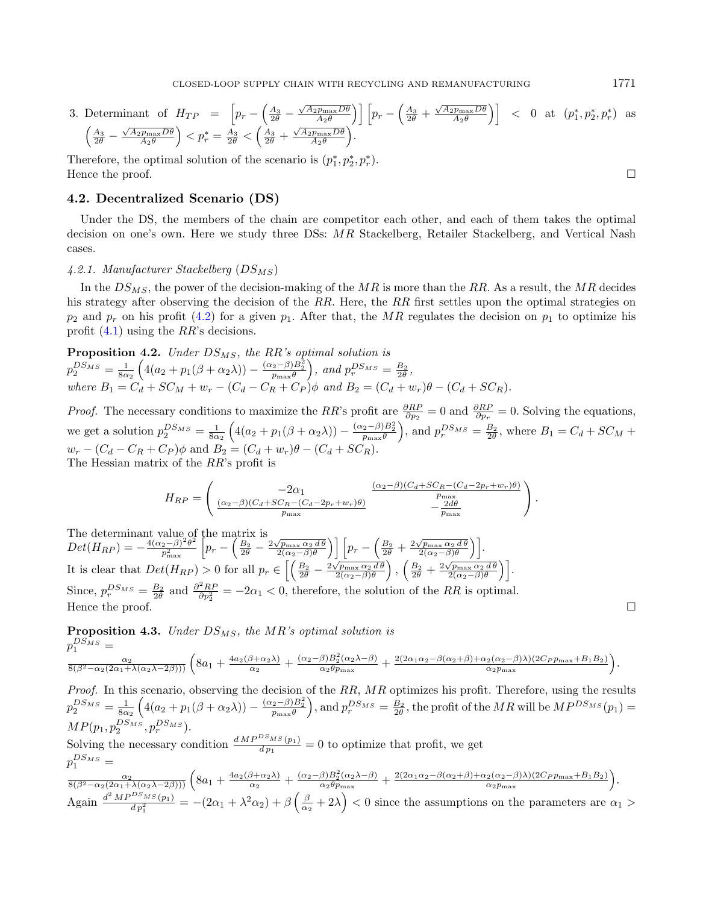3. Determinant of $H_{TP} = \left[p_r - \left(\frac{A_3}{2\theta} - \frac{\sqrt{A_2 p_{\max} D\theta}}{A_2\theta}\right)\right]\left[p_r - \left(\frac{A_3}{2\theta} + \frac{\sqrt{A_2 p_{\max} D\theta}}{A_2\theta}\right)\right] < 0$ at $(p_1^*, p_2^*, p_r^*)$ as $\left(\frac{A_3}{2\theta} - \frac{\sqrt{A_2 p_{\max} D\theta}}{A_2\theta}\right) < p_r^* = \frac{A_3}{2\theta} < \left(\frac{A_3}{2\theta} + \frac{\sqrt{A_2 p_{\max} D\theta}}{A_2\theta}\right)$.

Therefore, the optimal solution of the scenario is $(p_1^*, p_2^*, p_r^*)$.
Hence the proof. □

### 4.2. Decentralized Scenario (DS)

Under the DS, the members of the chain are competitor each other, and each of them takes the optimal decision on one's own. Here we study three DSs: $MR$ Stackelberg, Retailer Stackelberg, and Vertical Nash cases.

#### 4.2.1. Manufacturer Stackelberg ($DS_{MS}$)

In the $DS_{MS}$, the power of the decision-making of the $MR$ is more than the $RR$. As a result, the $MR$ decides his strategy after observing the decision of the $RR$. Here, the $RR$ first settles upon the optimal strategies on $p_2$ and $p_r$ on his profit (4.2) for a given $p_1$. After that, the $MR$ regulates the decision on $p_1$ to optimize his profit (4.1) using the $RR$'s decisions.

**Proposition 4.2.** *Under $DS_{MS}$, the RR's optimal solution is*
$p_2^{DS_{MS}} = \frac{1}{8\alpha_2}\left(4(a_2 + p_1(\beta + \alpha_2\lambda)) - \frac{(\alpha_2-\beta)B_2^2}{p_{\max}\theta}\right)$, *and* $p_r^{DS_{MS}} = \frac{B_2}{2\theta}$,
*where* $B_1 = C_d + SC_M + w_r - (C_d - C_R + C_P)\phi$ *and* $B_2 = (C_d + w_r)\theta - (C_d + SC_R)$.

*Proof.* The necessary conditions to maximize the $RR$'s profit are $\frac{\partial RP}{\partial p_2} = 0$ and $\frac{\partial RP}{\partial p_r} = 0$. Solving the equations, we get a solution $p_2^{DS_{MS}} = \frac{1}{8\alpha_2}\left(4(a_2 + p_1(\beta + \alpha_2\lambda)) - \frac{(\alpha_2-\beta)B_2^2}{p_{\max}\theta}\right)$, and $p_r^{DS_{MS}} = \frac{B_2}{2\theta}$, where $B_1 = C_d + SC_M + w_r - (C_d - C_R + C_P)\phi$ and $B_2 = (C_d + w_r)\theta - (C_d + SC_R)$.
The Hessian matrix of the $RR$'s profit is

$$H_{RP} = \begin{pmatrix} -2\alpha_1 & \frac{(\alpha_2-\beta)(C_d+SC_R-(C_d-2p_r+w_r)\theta)}{p_{\max}} \\ \frac{(\alpha_2-\beta)(C_d+SC_R-(C_d-2p_r+w_r)\theta)}{p_{\max}} & -\frac{2d\theta}{p_{\max}} \end{pmatrix}.$$

The determinant value of the matrix is
$Det(H_{RP}) = -\frac{4(\alpha_2-\beta)^2\theta^2}{p_{\max}^2}\left[p_r - \left(\frac{B_2}{2\theta} - \frac{2\sqrt{p_{\max}\,\alpha_2\,d\,\theta}}{2(\alpha_2-\beta)\theta}\right)\right]\left[p_r - \left(\frac{B_2}{2\theta} + \frac{2\sqrt{p_{\max}\,\alpha_2\,d\,\theta}}{2(\alpha_2-\beta)\theta}\right)\right]$.
It is clear that $Det(H_{RP}) > 0$ for all $p_r \in \left[\left(\frac{B_2}{2\theta} - \frac{2\sqrt{p_{\max}\,\alpha_2\,d\,\theta}}{2(\alpha_2-\beta)\theta}\right), \left(\frac{B_2}{2\theta} + \frac{2\sqrt{p_{\max}\,\alpha_2\,d\,\theta}}{2(\alpha_2-\beta)\theta}\right)\right]$.
Since, $p_r^{DS_{MS}} = \frac{B_2}{2\theta}$ and $\frac{\partial^2 RP}{\partial p_2^2} = -2\alpha_1 < 0$, therefore, the solution of the $RR$ is optimal.
Hence the proof. □

**Proposition 4.3.** *Under $DS_{MS}$, the MR's optimal solution is*
$p_1^{DS_{MS}} =$
$\frac{\alpha_2}{8(\beta^2-\alpha_2(2\alpha_1+\lambda(\alpha_2\lambda-2\beta)))}\left(8a_1 + \frac{4a_2(\beta+\alpha_2\lambda)}{\alpha_2} + \frac{(\alpha_2-\beta)B_2^2(\alpha_2\lambda-\beta)}{\alpha_2\theta p_{\max}} + \frac{2(2\alpha_1\alpha_2-\beta(\alpha_2+\beta)+\alpha_2(\alpha_2-\beta)\lambda)(2C_P p_{\max}+B_1B_2)}{\alpha_2 p_{\max}}\right)$.

*Proof.* In this scenario, observing the decision of the $RR$, $MR$ optimizes his profit. Therefore, using the results $p_2^{DS_{MS}} = \frac{1}{8\alpha_2}\left(4(a_2 + p_1(\beta + \alpha_2\lambda)) - \frac{(\alpha_2-\beta)B_2^2}{p_{\max}\theta}\right)$, and $p_r^{DS_{MS}} = \frac{B_2}{2\theta}$, the profit of the $MR$ will be $MP^{DS_{MS}}(p_1) = MP(p_1, p_2^{DS_{MS}}, p_r^{DS_{MS}})$.
Solving the necessary condition $\frac{d\,MP^{DS_{MS}}(p_1)}{d\,p_1} = 0$ to optimize that profit, we get
$p_1^{DS_{MS}} =$
$\frac{\alpha_2}{8(\beta^2-\alpha_2(2\alpha_1+\lambda(\alpha_2\lambda-2\beta)))}\left(8a_1 + \frac{4a_2(\beta+\alpha_2\lambda)}{\alpha_2} + \frac{(\alpha_2-\beta)B_2^2(\alpha_2\lambda-\beta)}{\alpha_2\theta p_{\max}} + \frac{2(2\alpha_1\alpha_2-\beta(\alpha_2+\beta)+\alpha_2(\alpha_2-\beta)\lambda)(2C_P p_{\max}+B_1B_2)}{\alpha_2 p_{\max}}\right)$.
Again $\frac{d^2\,MP^{DS_{MS}}(p_1)}{d\,p_1^2} = -(2\alpha_1 + \lambda^2\alpha_2) + \beta\left(\frac{\beta}{\alpha_2} + 2\lambda\right) < 0$ since the assumptions on the parameters are $\alpha_1 >$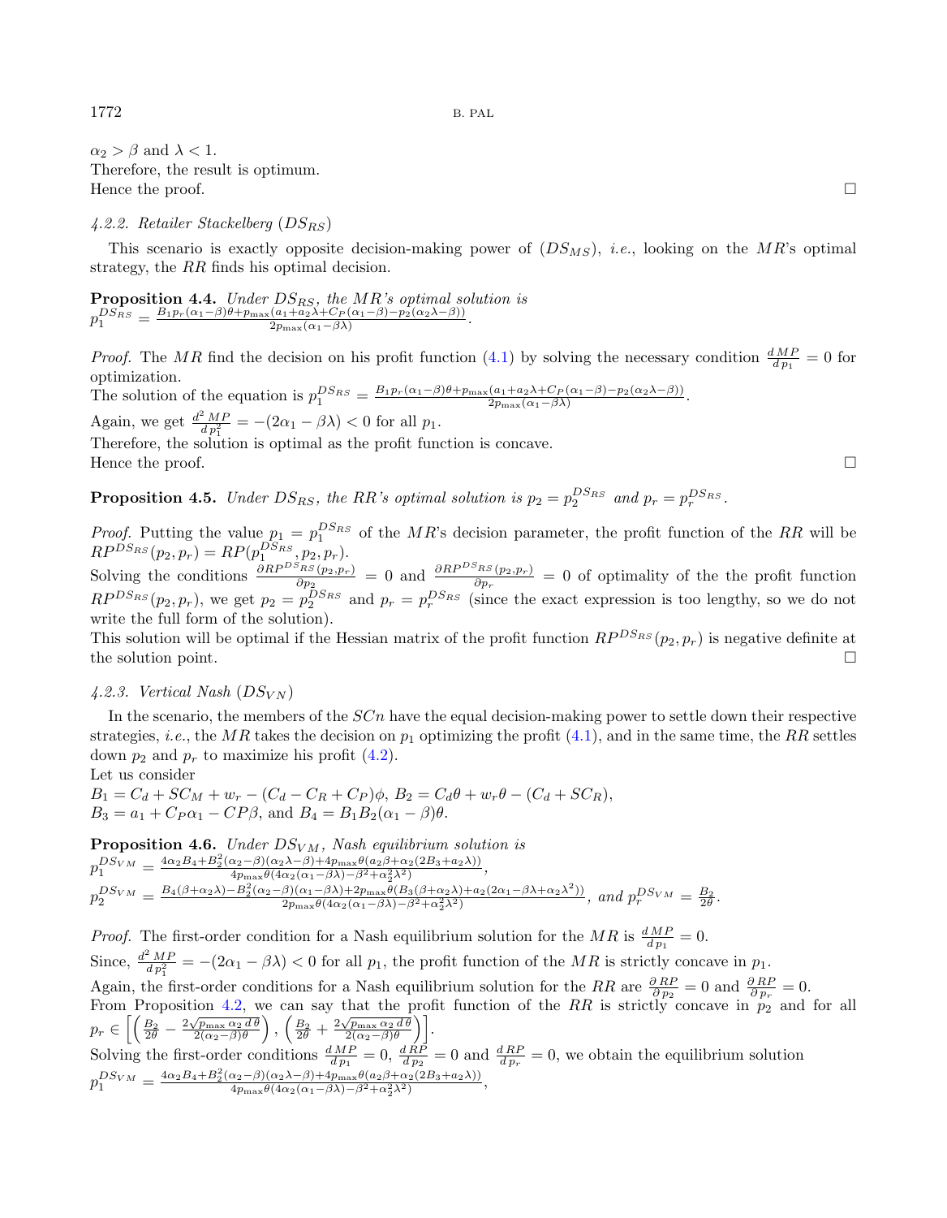$\alpha_2 > \beta$ and $\lambda < 1$.
Therefore, the result is optimum.
Hence the proof. $\square$

*4.2.2. Retailer Stackelberg* ($DS_{RS}$)

This scenario is exactly opposite decision-making power of ($DS_{MS}$), *i.e.*, looking on the $MR$'s optimal strategy, the $RR$ finds his optimal decision.

**Proposition 4.4.** *Under $DS_{RS}$, the MR's optimal solution is* $p_1^{DS_{RS}} = \frac{B_1 p_r(\alpha_1-\beta)\theta + p_{\max}(a_1+a_2\lambda+C_P(\alpha_1-\beta)-p_2(\alpha_2\lambda-\beta))}{2p_{\max}(\alpha_1-\beta\lambda)}$.

*Proof.* The $MR$ find the decision on his profit function (4.1) by solving the necessary condition $\frac{d\,MP}{d\,p_1} = 0$ for optimization.
The solution of the equation is $p_1^{DS_{RS}} = \frac{B_1 p_r(\alpha_1-\beta)\theta + p_{\max}(a_1+a_2\lambda+C_P(\alpha_1-\beta)-p_2(\alpha_2\lambda-\beta))}{2p_{\max}(\alpha_1-\beta\lambda)}$.
Again, we get $\frac{d^2\,MP}{d\,p_1^2} = -(2\alpha_1 - \beta\lambda) < 0$ for all $p_1$.
Therefore, the solution is optimal as the profit function is concave.
Hence the proof. $\square$

**Proposition 4.5.** *Under $DS_{RS}$, the RR's optimal solution is $p_2 = p_2^{DS_{RS}}$ and $p_r = p_r^{DS_{RS}}$.*

*Proof.* Putting the value $p_1 = p_1^{DS_{RS}}$ of the $MR$'s decision parameter, the profit function of the $RR$ will be $RP^{DS_{RS}}(p_2, p_r) = RP(p_1^{DS_{RS}}, p_2, p_r)$.
Solving the conditions $\frac{\partial RP^{DS_{RS}}(p_2,p_r)}{\partial p_2} = 0$ and $\frac{\partial RP^{DS_{RS}}(p_2,p_r)}{\partial p_r} = 0$ of optimality of the the profit function $RP^{DS_{RS}}(p_2, p_r)$, we get $p_2 = p_2^{DS_{RS}}$ and $p_r = p_r^{DS_{RS}}$ (since the exact expression is too lengthy, so we do not write the full form of the solution).
This solution will be optimal if the Hessian matrix of the profit function $RP^{DS_{RS}}(p_2, p_r)$ is negative definite at the solution point. $\square$

*4.2.3. Vertical Nash* ($DS_{VN}$)

In the scenario, the members of the $SCn$ have the equal decision-making power to settle down their respective strategies, *i.e.*, the $MR$ takes the decision on $p_1$ optimizing the profit (4.1), and in the same time, the $RR$ settles down $p_2$ and $p_r$ to maximize his profit (4.2).
Let us consider
$B_1 = C_d + SC_M + w_r - (C_d - C_R + C_P)\phi$, $B_2 = C_d\theta + w_r\theta - (C_d + SC_R)$,
$B_3 = a_1 + C_P\alpha_1 - CP\beta$, and $B_4 = B_1 B_2(\alpha_1 - \beta)\theta$.

**Proposition 4.6.** *Under $DS_{VM}$, Nash equilibrium solution is*
$p_1^{DS_{VM}} = \frac{4\alpha_2 B_4 + B_2^2(\alpha_2-\beta)(\alpha_2\lambda-\beta) + 4p_{\max}\theta(a_2\beta+\alpha_2(2B_3+a_2\lambda))}{4p_{\max}\theta(4\alpha_2(\alpha_1-\beta\lambda)-\beta^2+\alpha_2^2\lambda^2)}$,
$p_2^{DS_{VM}} = \frac{B_4(\beta+\alpha_2\lambda) - B_2^2(\alpha_2-\beta)(\alpha_1-\beta\lambda) + 2p_{\max}\theta(B_3(\beta+\alpha_2\lambda)+a_2(2\alpha_1-\beta\lambda+\alpha_2\lambda^2))}{2p_{\max}\theta(4\alpha_2(\alpha_1-\beta\lambda)-\beta^2+\alpha_2^2\lambda^2)}$, *and* $p_r^{DS_{VM}} = \frac{B_2}{2\theta}$.

*Proof.* The first-order condition for a Nash equilibrium solution for the $MR$ is $\frac{d\,MP}{d\,p_1} = 0$.
Since, $\frac{d^2\,MP}{d\,p_1^2} = -(2\alpha_1 - \beta\lambda) < 0$ for all $p_1$, the profit function of the $MR$ is strictly concave in $p_1$.
Again, the first-order conditions for a Nash equilibrium solution for the $RR$ are $\frac{\partial\,RP}{\partial\,p_2} = 0$ and $\frac{\partial\,RP}{\partial\,p_r} = 0$.
From Proposition 4.2, we can say that the profit function of the $RR$ is strictly concave in $p_2$ and for all $p_r \in \left[\left(\frac{B_2}{2\theta} - \frac{2\sqrt{p_{\max}\,\alpha_2\,d\,\theta}}{2(\alpha_2-\beta)\theta}\right), \left(\frac{B_2}{2\theta} + \frac{2\sqrt{p_{\max}\,\alpha_2\,d\,\theta}}{2(\alpha_2-\beta)\theta}\right)\right]$.
Solving the first-order conditions $\frac{d\,MP}{d\,p_1} = 0$, $\frac{d\,RP}{d\,p_2} = 0$ and $\frac{d\,RP}{d\,p_r} = 0$, we obtain the equilibrium solution
$p_1^{DS_{VM}} = \frac{4\alpha_2 B_4 + B_2^2(\alpha_2-\beta)(\alpha_2\lambda-\beta) + 4p_{\max}\theta(a_2\beta+\alpha_2(2B_3+a_2\lambda))}{4p_{\max}\theta(4\alpha_2(\alpha_1-\beta\lambda)-\beta^2+\alpha_2^2\lambda^2)}$,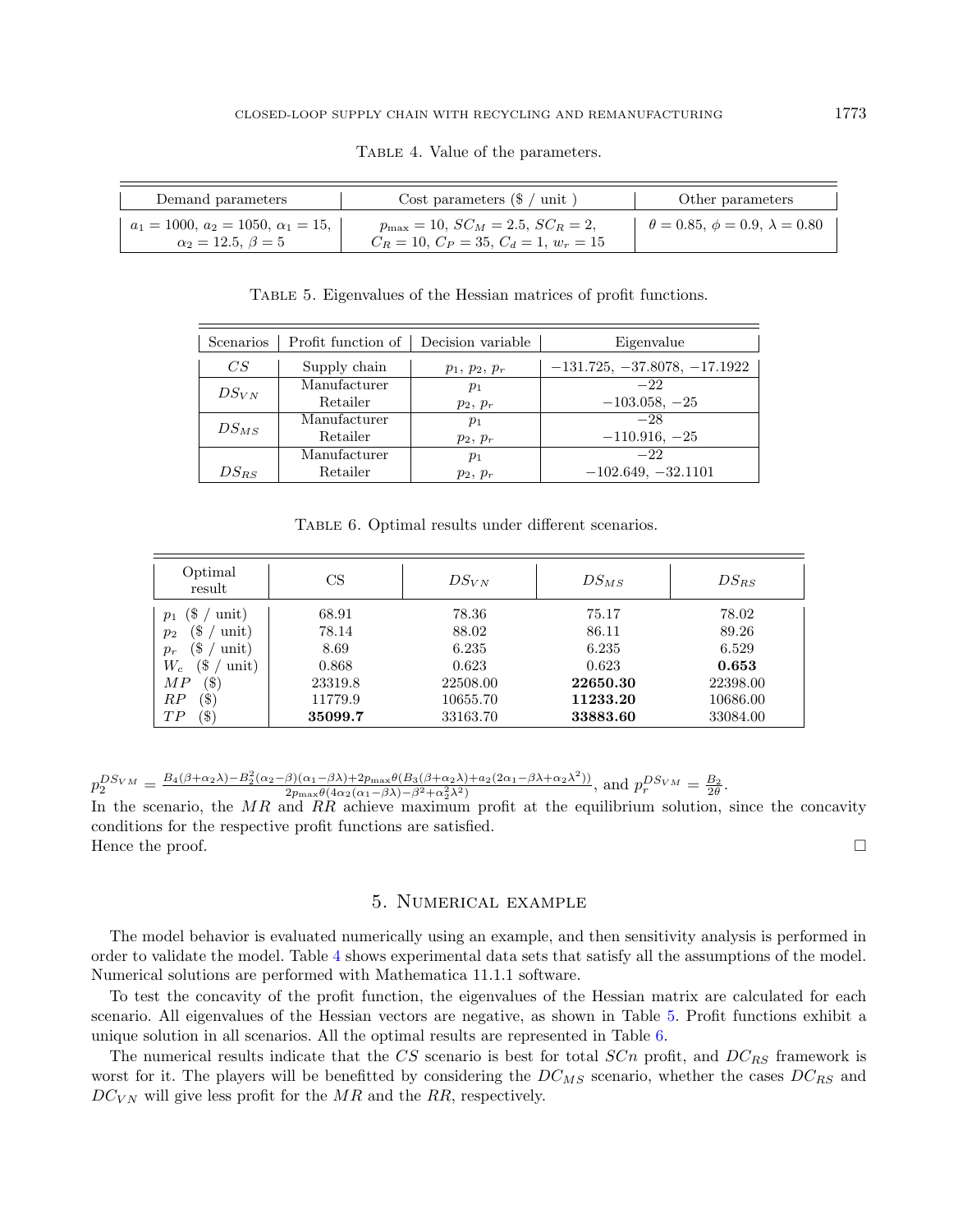Table 4. Value of the parameters.

| Demand parameters | Cost parameters (\$ / unit ) | Other parameters |
|---|---|---|
| $a_1 = 1000$, $a_2 = 1050$, $\alpha_1 = 15$, $\alpha_2 = 12.5$, $\beta = 5$ | $p_{\max} = 10$, $SC_M = 2.5$, $SC_R = 2$, $C_R = 10$, $C_P = 35$, $C_d = 1$, $w_r = 15$ | $\theta = 0.85$, $\phi = 0.9$, $\lambda = 0.80$ |

Table 5. Eigenvalues of the Hessian matrices of profit functions.

| Scenarios | Profit function of | Decision variable | Eigenvalue |
|---|---|---|---|
| $CS$ | Supply chain | $p_1$, $p_2$, $p_r$ | $-131.725$, $-37.8078$, $-17.1922$ |
| $DS_{VN}$ | Manufacturer | $p_1$ | $-22$ |
| | Retailer | $p_2$, $p_r$ | $-103.058$, $-25$ |
| $DS_{MS}$ | Manufacturer | $p_1$ | $-28$ |
| | Retailer | $p_2$, $p_r$ | $-110.916$, $-25$ |
| $DS_{RS}$ | Manufacturer | $p_1$ | $-22$ |
| | Retailer | $p_2$, $p_r$ | $-102.649$, $-32.1101$ |

Table 6. Optimal results under different scenarios.

| Optimal result | CS | $DS_{VN}$ | $DS_{MS}$ | $DS_{RS}$ |
|---|---|---|---|---|
| $p_1$ (\$ / unit) | 68.91 | 78.36 | 75.17 | 78.02 |
| $p_2$ (\$ / unit) | 78.14 | 88.02 | 86.11 | 89.26 |
| $p_r$ (\$ / unit) | 8.69 | 6.235 | 6.235 | 6.529 |
| $W_c$ (\$ / unit) | 0.868 | 0.623 | 0.623 | **0.653** |
| $MP$ (\$) | 23319.8 | 22508.00 | **22650.30** | 22398.00 |
| $RP$ (\$) | 11779.9 | 10655.70 | **11233.20** | 10686.00 |
| $TP$ (\$) | **35099.7** | 33163.70 | **33883.60** | 33084.00 |

$p_2^{DS_{VM}} = \frac{B_4(\beta+\alpha_2\lambda)-B_2^2(\alpha_2-\beta)(\alpha_1-\beta\lambda)+2p_{\max}\theta(B_3(\beta+\alpha_2\lambda)+a_2(2\alpha_1-\beta\lambda+\alpha_2\lambda^2))}{2p_{\max}\theta(4\alpha_2(\alpha_1-\beta\lambda)-\beta^2+\alpha_2^2\lambda^2)}$, and $p_r^{DS_{VM}} = \frac{B_2}{2\theta}$.

In the scenario, the $MR$ and $RR$ achieve maximum profit at the equilibrium solution, since the concavity conditions for the respective profit functions are satisfied.

Hence the proof. □

## 5. Numerical example

The model behavior is evaluated numerically using an example, and then sensitivity analysis is performed in order to validate the model. Table 4 shows experimental data sets that satisfy all the assumptions of the model. Numerical solutions are performed with Mathematica 11.1.1 software.

To test the concavity of the profit function, the eigenvalues of the Hessian matrix are calculated for each scenario. All eigenvalues of the Hessian vectors are negative, as shown in Table 5. Profit functions exhibit a unique solution in all scenarios. All the optimal results are represented in Table 6.

The numerical results indicate that the $CS$ scenario is best for total $SCn$ profit, and $DC_{RS}$ framework is worst for it. The players will be benefitted by considering the $DC_{MS}$ scenario, whether the cases $DC_{RS}$ and $DC_{VN}$ will give less profit for the $MR$ and the $RR$, respectively.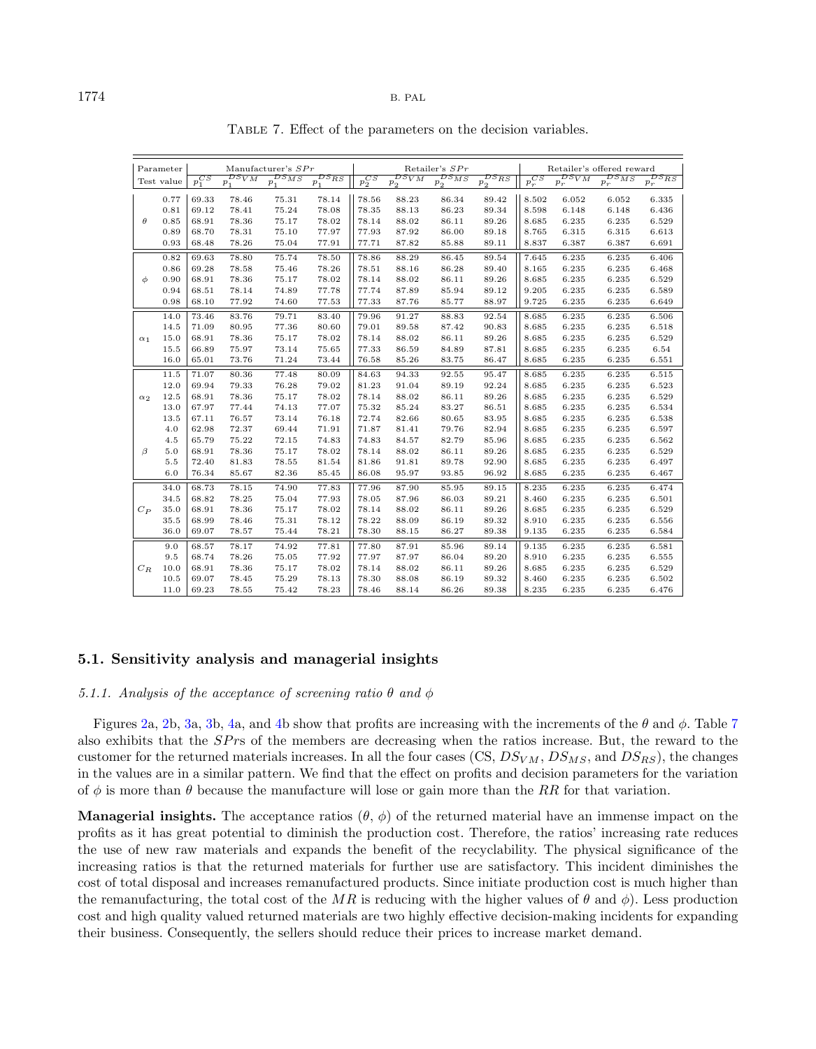Table 7. Effect of the parameters on the decision variables.

| Parameter | Test value | Manufacturer's $SPr$ | | | | Retailer's $SPr$ | | | | Retailer's offered reward | | | |
|---|---|---|---|---|---|---|---|---|---|---|---|---|---|
| | | $p_1^{CS}$ | $p_1^{DS_{VM}}$ | $p_1^{DS_{MS}}$ | $p_1^{DS_{RS}}$ | $p_2^{CS}$ | $p_2^{DS_{VM}}$ | $p_2^{DS_{MS}}$ | $p_2^{DS_{RS}}$ | $p_r^{CS}$ | $p_r^{DS_{VM}}$ | $p_r^{DS_{MS}}$ | $p_r^{DS_{RS}}$ |
| $\theta$ | 0.77 | 69.33 | 78.46 | 75.31 | 78.14 | 78.56 | 88.23 | 86.34 | 89.42 | 8.502 | 6.052 | 6.052 | 6.335 |
| | 0.81 | 69.12 | 78.41 | 75.24 | 78.08 | 78.35 | 88.13 | 86.23 | 89.34 | 8.598 | 6.148 | 6.148 | 6.436 |
| | 0.85 | 68.91 | 78.36 | 75.17 | 78.02 | 78.14 | 88.02 | 86.11 | 89.26 | 8.685 | 6.235 | 6.235 | 6.529 |
| | 0.89 | 68.70 | 78.31 | 75.10 | 77.97 | 77.93 | 87.92 | 86.00 | 89.18 | 8.765 | 6.315 | 6.315 | 6.613 |
| | 0.93 | 68.48 | 78.26 | 75.04 | 77.91 | 77.71 | 87.82 | 85.88 | 89.11 | 8.837 | 6.387 | 6.387 | 6.691 |
| $\phi$ | 0.82 | 69.63 | 78.80 | 75.74 | 78.50 | 78.86 | 88.29 | 86.45 | 89.54 | 7.645 | 6.235 | 6.235 | 6.406 |
| | 0.86 | 69.28 | 78.58 | 75.46 | 78.26 | 78.51 | 88.16 | 86.28 | 89.40 | 8.165 | 6.235 | 6.235 | 6.468 |
| | 0.90 | 68.91 | 78.36 | 75.17 | 78.02 | 78.14 | 88.02 | 86.11 | 89.26 | 8.685 | 6.235 | 6.235 | 6.529 |
| | 0.94 | 68.51 | 78.14 | 74.89 | 77.78 | 77.74 | 87.89 | 85.94 | 89.12 | 9.205 | 6.235 | 6.235 | 6.589 |
| | 0.98 | 68.10 | 77.92 | 74.60 | 77.53 | 77.33 | 87.76 | 85.77 | 88.97 | 9.725 | 6.235 | 6.235 | 6.649 |
| $\alpha_1$ | 14.0 | 73.46 | 83.76 | 79.71 | 83.40 | 79.96 | 91.27 | 88.83 | 92.54 | 8.685 | 6.235 | 6.235 | 6.506 |
| | 14.5 | 71.09 | 80.95 | 77.36 | 80.60 | 79.01 | 89.58 | 87.42 | 90.83 | 8.685 | 6.235 | 6.235 | 6.518 |
| | 15.0 | 68.91 | 78.36 | 75.17 | 78.02 | 78.14 | 88.02 | 86.11 | 89.26 | 8.685 | 6.235 | 6.235 | 6.529 |
| | 15.5 | 66.89 | 75.97 | 73.14 | 75.65 | 77.33 | 86.59 | 84.89 | 87.81 | 8.685 | 6.235 | 6.235 | 6.54 |
| | 16.0 | 65.01 | 73.76 | 71.24 | 73.44 | 76.58 | 85.26 | 83.75 | 86.47 | 8.685 | 6.235 | 6.235 | 6.551 |
| $\alpha_2$ | 11.5 | 71.07 | 80.36 | 77.48 | 80.09 | 84.63 | 94.33 | 92.55 | 95.47 | 8.685 | 6.235 | 6.235 | 6.515 |
| | 12.0 | 69.94 | 79.33 | 76.28 | 79.02 | 81.23 | 91.04 | 89.19 | 92.24 | 8.685 | 6.235 | 6.235 | 6.523 |
| | 12.5 | 68.91 | 78.36 | 75.17 | 78.02 | 78.14 | 88.02 | 86.11 | 89.26 | 8.685 | 6.235 | 6.235 | 6.529 |
| | 13.0 | 67.97 | 77.44 | 74.13 | 77.07 | 75.32 | 85.24 | 83.27 | 86.51 | 8.685 | 6.235 | 6.235 | 6.534 |
| | 13.5 | 67.11 | 76.57 | 73.14 | 76.18 | 72.74 | 82.66 | 80.65 | 83.95 | 8.685 | 6.235 | 6.235 | 6.538 |
| $\beta$ | 4.0 | 62.98 | 72.37 | 69.44 | 71.91 | 71.87 | 81.41 | 79.76 | 82.94 | 8.685 | 6.235 | 6.235 | 6.597 |
| | 4.5 | 65.79 | 75.22 | 72.15 | 74.83 | 74.83 | 84.57 | 82.79 | 85.96 | 8.685 | 6.235 | 6.235 | 6.562 |
| | 5.0 | 68.91 | 78.36 | 75.17 | 78.02 | 78.14 | 88.02 | 86.11 | 89.26 | 8.685 | 6.235 | 6.235 | 6.529 |
| | 5.5 | 72.40 | 81.83 | 78.55 | 81.54 | 81.86 | 91.81 | 89.78 | 92.90 | 8.685 | 6.235 | 6.235 | 6.497 |
| | 6.0 | 76.34 | 85.67 | 82.36 | 85.45 | 86.08 | 95.97 | 93.85 | 96.92 | 8.685 | 6.235 | 6.235 | 6.467 |
| $C_P$ | 34.0 | 68.73 | 78.15 | 74.90 | 77.83 | 77.96 | 87.90 | 85.95 | 89.15 | 8.235 | 6.235 | 6.235 | 6.474 |
| | 34.5 | 68.82 | 78.25 | 75.04 | 77.93 | 78.05 | 87.96 | 86.03 | 89.21 | 8.460 | 6.235 | 6.235 | 6.501 |
| | 35.0 | 68.91 | 78.36 | 75.17 | 78.02 | 78.14 | 88.02 | 86.11 | 89.26 | 8.685 | 6.235 | 6.235 | 6.529 |
| | 35.5 | 68.99 | 78.46 | 75.31 | 78.12 | 78.22 | 88.09 | 86.19 | 89.32 | 8.910 | 6.235 | 6.235 | 6.556 |
| | 36.0 | 69.07 | 78.57 | 75.44 | 78.21 | 78.30 | 88.15 | 86.27 | 89.38 | 9.135 | 6.235 | 6.235 | 6.584 |
| $C_R$ | 9.0 | 68.57 | 78.17 | 74.92 | 77.81 | 77.80 | 87.91 | 85.96 | 89.14 | 9.135 | 6.235 | 6.235 | 6.581 |
| | 9.5 | 68.74 | 78.26 | 75.05 | 77.92 | 77.97 | 87.97 | 86.04 | 89.20 | 8.910 | 6.235 | 6.235 | 6.555 |
| | 10.0 | 68.91 | 78.36 | 75.17 | 78.02 | 78.14 | 88.02 | 86.11 | 89.26 | 8.685 | 6.235 | 6.235 | 6.529 |
| | 10.5 | 69.07 | 78.45 | 75.29 | 78.13 | 78.30 | 88.08 | 86.19 | 89.32 | 8.460 | 6.235 | 6.235 | 6.502 |
| | 11.0 | 69.23 | 78.55 | 75.42 | 78.23 | 78.46 | 88.14 | 86.26 | 89.38 | 8.235 | 6.235 | 6.235 | 6.476 |

### 5.1. Sensitivity analysis and managerial insights

#### *5.1.1. Analysis of the acceptance of screening ratio $\theta$ and $\phi$*

Figures 2a, 2b, 3a, 3b, 4a, and 4b show that profits are increasing with the increments of the $\theta$ and $\phi$. Table 7 also exhibits that the $SPr$s of the members are decreasing when the ratios increase. But, the reward to the customer for the returned materials increases. In all the four cases (CS, $DS_{VM}$, $DS_{MS}$, and $DS_{RS}$), the changes in the values are in a similar pattern. We find that the effect on profits and decision parameters for the variation of $\phi$ is more than $\theta$ because the manufacture will lose or gain more than the $RR$ for that variation.

**Managerial insights.** The acceptance ratios ($\theta$, $\phi$) of the returned material have an immense impact on the profits as it has great potential to diminish the production cost. Therefore, the ratios' increasing rate reduces the use of new raw materials and expands the benefit of the recyclability. The physical significance of the increasing ratios is that the returned materials for further use are satisfactory. This incident diminishes the cost of total disposal and increases remanufactured products. Since initiate production cost is much higher than the remanufacturing, the total cost of the $MR$ is reducing with the higher values of $\theta$ and $\phi$). Less production cost and high quality valued returned materials are two highly effective decision-making incidents for expanding their business. Consequently, the sellers should reduce their prices to increase market demand.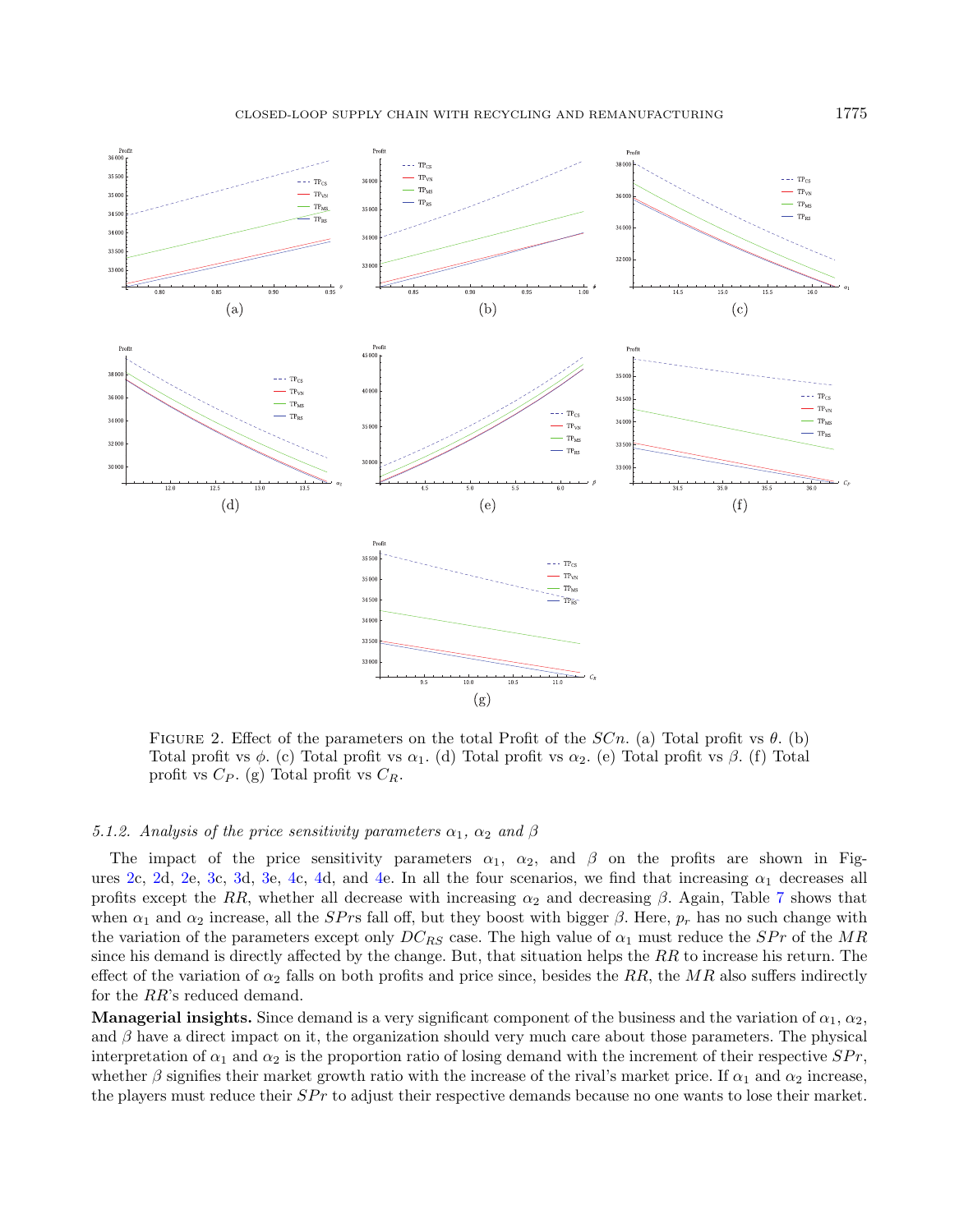FIGURE 2. Effect of the parameters on the total Profit of the $SCn$. (a) Total profit vs $\theta$. (b) Total profit vs $\phi$. (c) Total profit vs $\alpha_1$. (d) Total profit vs $\alpha_2$. (e) Total profit vs $\beta$. (f) Total profit vs $C_P$. (g) Total profit vs $C_R$.

### 5.1.2. *Analysis of the price sensitivity parameters $\alpha_1$, $\alpha_2$ and $\beta$*

The impact of the price sensitivity parameters $\alpha_1$, $\alpha_2$, and $\beta$ on the profits are shown in Figures 2c, 2d, 2e, 3c, 3d, 3e, 4c, 4d, and 4e. In all the four scenarios, we find that increasing $\alpha_1$ decreases all profits except the $RR$, whether all decrease with increasing $\alpha_2$ and decreasing $\beta$. Again, Table 7 shows that when $\alpha_1$ and $\alpha_2$ increase, all the $SPr$s fall off, but they boost with bigger $\beta$. Here, $p_r$ has no such change with the variation of the parameters except only $DC_{RS}$ case. The high value of $\alpha_1$ must reduce the $SPr$ of the $MR$ since his demand is directly affected by the change. But, that situation helps the $RR$ to increase his return. The effect of the variation of $\alpha_2$ falls on both profits and price since, besides the $RR$, the $MR$ also suffers indirectly for the $RR$'s reduced demand.

**Managerial insights.** Since demand is a very significant component of the business and the variation of $\alpha_1$, $\alpha_2$, and $\beta$ have a direct impact on it, the organization should very much care about those parameters. The physical interpretation of $\alpha_1$ and $\alpha_2$ is the proportion ratio of losing demand with the increment of their respective $SPr$, whether $\beta$ signifies their market growth ratio with the increase of the rival's market price. If $\alpha_1$ and $\alpha_2$ increase, the players must reduce their $SPr$ to adjust their respective demands because no one wants to lose their market.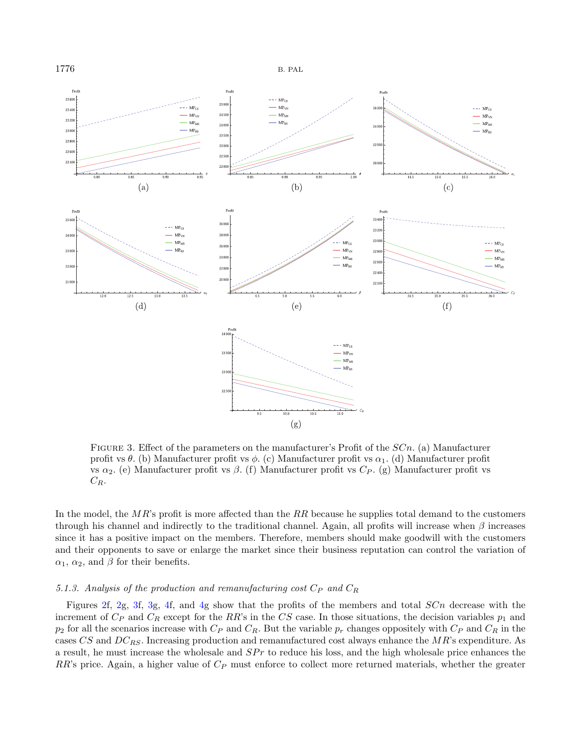FIGURE 3. Effect of the parameters on the manufacturer's Profit of the $SCn$. (a) Manufacturer profit vs $\theta$. (b) Manufacturer profit vs $\phi$. (c) Manufacturer profit vs $\alpha_1$. (d) Manufacturer profit vs $\alpha_2$. (e) Manufacturer profit vs $\beta$. (f) Manufacturer profit vs $C_P$. (g) Manufacturer profit vs $C_R$.

In the model, the $MR$'s profit is more affected than the $RR$ because he supplies total demand to the customers through his channel and indirectly to the traditional channel. Again, all profits will increase when $\beta$ increases since it has a positive impact on the members. Therefore, members should make goodwill with the customers and their opponents to save or enlarge the market since their business reputation can control the variation of $\alpha_1$, $\alpha_2$, and $\beta$ for their benefits.

### *5.1.3. Analysis of the production and remanufacturing cost $C_P$ and $C_R$*

Figures 2f, 2g, 3f, 3g, 4f, and 4g show that the profits of the members and total $SCn$ decrease with the increment of $C_P$ and $C_R$ except for the $RR$'s in the $CS$ case. In those situations, the decision variables $p_1$ and $p_2$ for all the scenarios increase with $C_P$ and $C_R$. But the variable $p_r$ changes oppositely with $C_P$ and $C_R$ in the cases $CS$ and $DC_{RS}$. Increasing production and remanufactured cost always enhance the $MR$'s expenditure. As a result, he must increase the wholesale and $SPr$ to reduce his loss, and the high wholesale price enhances the $RR$'s price. Again, a higher value of $C_P$ must enforce to collect more returned materials, whether the greater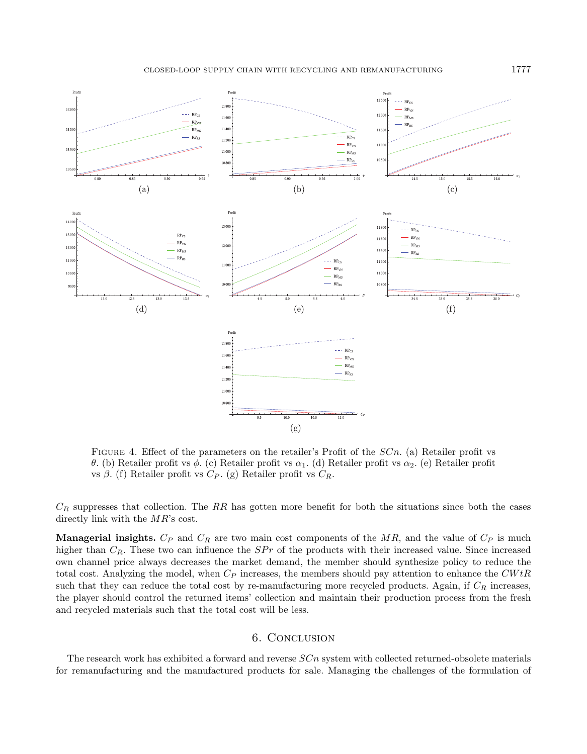FIGURE 4. Effect of the parameters on the retailer's Profit of the $SCn$. (a) Retailer profit vs $\theta$. (b) Retailer profit vs $\phi$. (c) Retailer profit vs $\alpha_1$. (d) Retailer profit vs $\alpha_2$. (e) Retailer profit vs $\beta$. (f) Retailer profit vs $C_P$. (g) Retailer profit vs $C_R$.

$C_R$ suppresses that collection. The $RR$ has gotten more benefit for both the situations since both the cases directly link with the $MR$'s cost.

**Managerial insights.** $C_P$ and $C_R$ are two main cost components of the $MR$, and the value of $C_P$ is much higher than $C_R$. These two can influence the $SPr$ of the products with their increased value. Since increased own channel price always decreases the market demand, the member should synthesize policy to reduce the total cost. Analyzing the model, when $C_P$ increases, the members should pay attention to enhance the $CWtR$ such that they can reduce the total cost by re-manufacturing more recycled products. Again, if $C_R$ increases, the player should control the returned items' collection and maintain their production process from the fresh and recycled materials such that the total cost will be less.

## 6. Conclusion

The research work has exhibited a forward and reverse $SCn$ system with collected returned-obsolete materials for remanufacturing and the manufactured products for sale. Managing the challenges of the formulation of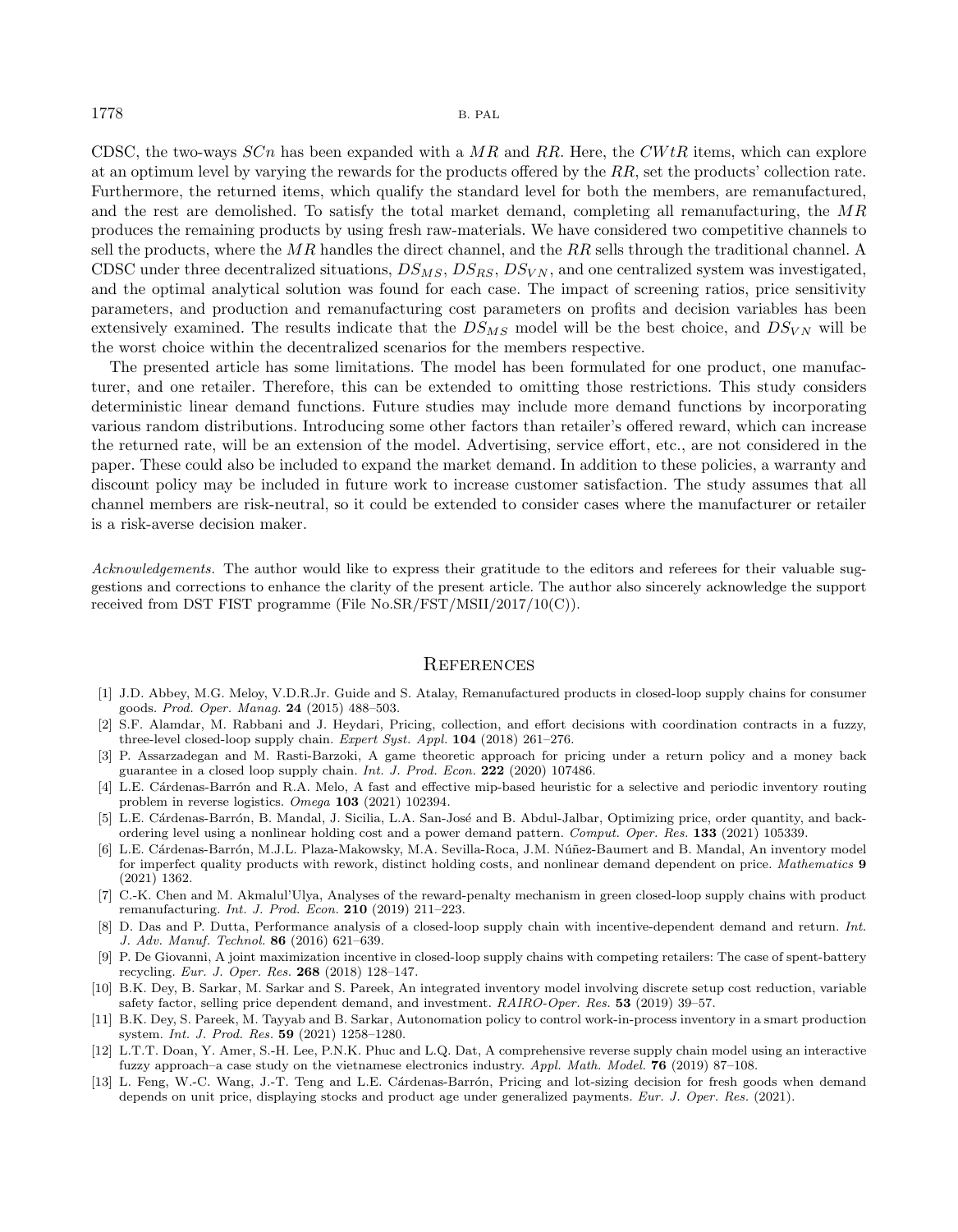CDSC, the two-ways $SCn$ has been expanded with a $MR$ and $RR$. Here, the $CWtR$ items, which can explore at an optimum level by varying the rewards for the products offered by the $RR$, set the products' collection rate. Furthermore, the returned items, which qualify the standard level for both the members, are remanufactured, and the rest are demolished. To satisfy the total market demand, completing all remanufacturing, the $MR$ produces the remaining products by using fresh raw-materials. We have considered two competitive channels to sell the products, where the $MR$ handles the direct channel, and the $RR$ sells through the traditional channel. A CDSC under three decentralized situations, $DS_{MS}$, $DS_{RS}$, $DS_{VN}$, and one centralized system was investigated, and the optimal analytical solution was found for each case. The impact of screening ratios, price sensitivity parameters, and production and remanufacturing cost parameters on profits and decision variables has been extensively examined. The results indicate that the $DS_{MS}$ model will be the best choice, and $DS_{VN}$ will be the worst choice within the decentralized scenarios for the members respective.

The presented article has some limitations. The model has been formulated for one product, one manufacturer, and one retailer. Therefore, this can be extended to omitting those restrictions. This study considers deterministic linear demand functions. Future studies may include more demand functions by incorporating various random distributions. Introducing some other factors than retailer's offered reward, which can increase the returned rate, will be an extension of the model. Advertising, service effort, etc., are not considered in the paper. These could also be included to expand the market demand. In addition to these policies, a warranty and discount policy may be included in future work to increase customer satisfaction. The study assumes that all channel members are risk-neutral, so it could be extended to consider cases where the manufacturer or retailer is a risk-averse decision maker.

*Acknowledgements.* The author would like to express their gratitude to the editors and referees for their valuable suggestions and corrections to enhance the clarity of the present article. The author also sincerely acknowledge the support received from DST FIST programme (File No.SR/FST/MSII/2017/10(C)).

# References

[1] J.D. Abbey, M.G. Meloy, V.D.R.Jr. Guide and S. Atalay, Remanufactured products in closed-loop supply chains for consumer goods. *Prod. Oper. Manag.* **24** (2015) 488–503.

[2] S.F. Alamdar, M. Rabbani and J. Heydari, Pricing, collection, and effort decisions with coordination contracts in a fuzzy, three-level closed-loop supply chain. *Expert Syst. Appl.* **104** (2018) 261–276.

[3] P. Assarzadegan and M. Rasti-Barzoki, A game theoretic approach for pricing under a return policy and a money back guarantee in a closed loop supply chain. *Int. J. Prod. Econ.* **222** (2020) 107486.

[4] L.E. Cárdenas-Barrón and R.A. Melo, A fast and effective mip-based heuristic for a selective and periodic inventory routing problem in reverse logistics. *Omega* **103** (2021) 102394.

[5] L.E. Cárdenas-Barrón, B. Mandal, J. Sicilia, L.A. San-José and B. Abdul-Jalbar, Optimizing price, order quantity, and backordering level using a nonlinear holding cost and a power demand pattern. *Comput. Oper. Res.* **133** (2021) 105339.

[6] L.E. Cárdenas-Barrón, M.J.L. Plaza-Makowsky, M.A. Sevilla-Roca, J.M. Núñez-Baumert and B. Mandal, An inventory model for imperfect quality products with rework, distinct holding costs, and nonlinear demand dependent on price. *Mathematics* **9** (2021) 1362.

[7] C.-K. Chen and M. Akmalul'Ulya, Analyses of the reward-penalty mechanism in green closed-loop supply chains with product remanufacturing. *Int. J. Prod. Econ.* **210** (2019) 211–223.

[8] D. Das and P. Dutta, Performance analysis of a closed-loop supply chain with incentive-dependent demand and return. *Int. J. Adv. Manuf. Technol.* **86** (2016) 621–639.

[9] P. De Giovanni, A joint maximization incentive in closed-loop supply chains with competing retailers: The case of spent-battery recycling. *Eur. J. Oper. Res.* **268** (2018) 128–147.

[10] B.K. Dey, B. Sarkar, M. Sarkar and S. Pareek, An integrated inventory model involving discrete setup cost reduction, variable safety factor, selling price dependent demand, and investment. *RAIRO-Oper. Res.* **53** (2019) 39–57.

[11] B.K. Dey, S. Pareek, M. Tayyab and B. Sarkar, Autonomation policy to control work-in-process inventory in a smart production system. *Int. J. Prod. Res.* **59** (2021) 1258–1280.

[12] L.T.T. Doan, Y. Amer, S.-H. Lee, P.N.K. Phuc and L.Q. Dat, A comprehensive reverse supply chain model using an interactive fuzzy approach–a case study on the vietnamese electronics industry. *Appl. Math. Model.* **76** (2019) 87–108.

[13] L. Feng, W.-C. Wang, J.-T. Teng and L.E. Cárdenas-Barrón, Pricing and lot-sizing decision for fresh goods when demand depends on unit price, displaying stocks and product age under generalized payments. *Eur. J. Oper. Res.* (2021).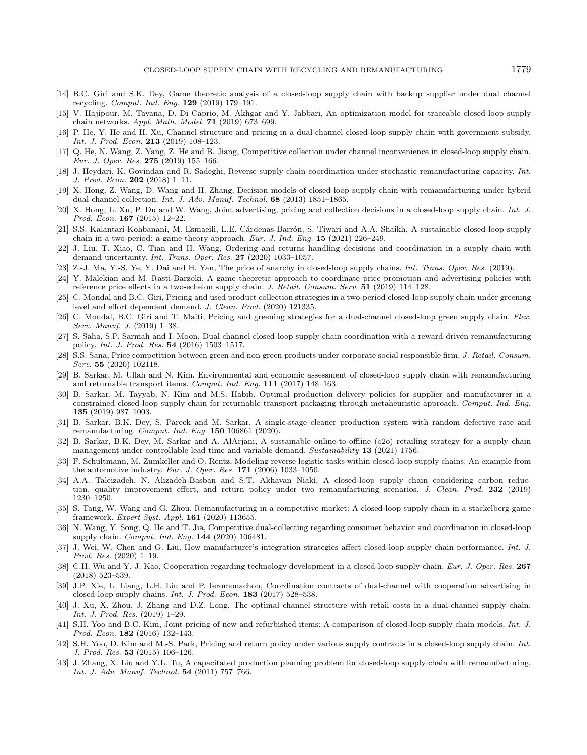[14] B.C. Giri and S.K. Dey, Game theoretic analysis of a closed-loop supply chain with backup supplier under dual channel recycling. *Comput. Ind. Eng.* **129** (2019) 179–191.

[15] V. Hajipour, M. Tavana, D. Di Caprio, M. Akhgar and Y. Jabbari, An optimization model for traceable closed-loop supply chain networks. *Appl. Math. Model.* **71** (2019) 673–699.

[16] P. He, Y. He and H. Xu, Channel structure and pricing in a dual-channel closed-loop supply chain with government subsidy. *Int. J. Prod. Econ.* **213** (2019) 108–123.

[17] Q. He, N. Wang, Z. Yang, Z. He and B. Jiang, Competitive collection under channel inconvenience in closed-loop supply chain. *Eur. J. Oper. Res.* **275** (2019) 155–166.

[18] J. Heydari, K. Govindan and R. Sadeghi, Reverse supply chain coordination under stochastic remanufacturing capacity. *Int. J. Prod. Econ.* **202** (2018) 1–11.

[19] X. Hong, Z. Wang, D. Wang and H. Zhang, Decision models of closed-loop supply chain with remanufacturing under hybrid dual-channel collection. *Int. J. Adv. Manuf. Technol.* **68** (2013) 1851–1865.

[20] X. Hong, L. Xu, P. Du and W. Wang, Joint advertising, pricing and collection decisions in a closed-loop supply chain. *Int. J. Prod. Econ.* **167** (2015) 12–22.

[21] S.S. Kalantari-Kohbanani, M. Esmaeili, L.E. Cárdenas-Barrón, S. Tiwari and A.A. Shaikh, A sustainable closed-loop supply chain in a two-period: a game theory approach. *Eur. J. Ind. Eng.* **15** (2021) 226–249.

[22] J. Liu, T. Xiao, C. Tian and H. Wang, Ordering and returns handling decisions and coordination in a supply chain with demand uncertainty. *Int. Trans. Oper. Res.* **27** (2020) 1033–1057.

[23] Z.-J. Ma, Y.-S. Ye, Y. Dai and H. Yan, The price of anarchy in closed-loop supply chains. *Int. Trans. Oper. Res.* (2019).

[24] Y. Malekian and M. Rasti-Barzoki, A game theoretic approach to coordinate price promotion and advertising policies with reference price effects in a two-echelon supply chain. *J. Retail. Consum. Serv.* **51** (2019) 114–128.

[25] C. Mondal and B.C. Giri, Pricing and used product collection strategies in a two-period closed-loop supply chain under greening level and effort dependent demand. *J. Clean. Prod.* (2020) 121335.

[26] C. Mondal, B.C. Giri and T. Maiti, Pricing and greening strategies for a dual-channel closed-loop green supply chain. *Flex. Serv. Manuf. J.* (2019) 1–38.

[27] S. Saha, S.P. Sarmah and I. Moon, Dual channel closed-loop supply chain coordination with a reward-driven remanufacturing policy. *Int. J. Prod. Res.* **54** (2016) 1503–1517.

[28] S.S. Sana, Price competition between green and non green products under corporate social responsible firm. *J. Retail. Consum. Serv.* **55** (2020) 102118.

[29] B. Sarkar, M. Ullah and N. Kim, Environmental and economic assessment of closed-loop supply chain with remanufacturing and returnable transport items. *Comput. Ind. Eng.* **111** (2017) 148–163.

[30] B. Sarkar, M. Tayyab, N. Kim and M.S. Habib, Optimal production delivery policies for supplier and manufacturer in a constrained closed-loop supply chain for returnable transport packaging through metaheuristic approach. *Comput. Ind. Eng.* **135** (2019) 987–1003.

[31] B. Sarkar, B.K. Dey, S. Pareek and M. Sarkar, A single-stage cleaner production system with random defective rate and remanufacturing. *Comput. Ind. Eng.* **150** 106861 (2020).

[32] B. Sarkar, B.K. Dey, M. Sarkar and A. AlArjani, A sustainable online-to-offline (o2o) retailing strategy for a supply chain management under controllable lead time and variable demand. *Sustainability* **13** (2021) 1756.

[33] F. Schultmann, M. Zumkeller and O. Rentz, Modeling reverse logistic tasks within closed-loop supply chains: An example from the automotive industry. *Eur. J. Oper. Res.* **171** (2006) 1033–1050.

[34] A.A. Taleizadeh, N. Alizadeh-Basban and S.T. Akhavan Niaki, A closed-loop supply chain considering carbon reduction, quality improvement effort, and return policy under two remanufacturing scenarios. *J. Clean. Prod.* **232** (2019) 1230–1250.

[35] S. Tang, W. Wang and G. Zhou, Remanufacturing in a competitive market: A closed-loop supply chain in a stackelberg game framework. *Expert Syst. Appl.* **161** (2020) 113655.

[36] N. Wang, Y. Song, Q. He and T. Jia, Competitive dual-collecting regarding consumer behavior and coordination in closed-loop supply chain. *Comput. Ind. Eng.* **144** (2020) 106481.

[37] J. Wei, W. Chen and G. Liu, How manufacturer's integration strategies affect closed-loop supply chain performance. *Int. J. Prod. Res.* (2020) 1–19.

[38] C.H. Wu and Y.-J. Kao, Cooperation regarding technology development in a closed-loop supply chain. *Eur. J. Oper. Res.* **267** (2018) 523–539.

[39] J.P. Xie, L. Liang, L.H. Liu and P. Ieromonachou, Coordination contracts of dual-channel with cooperation advertising in closed-loop supply chains. *Int. J. Prod. Econ.* **183** (2017) 528–538.

[40] J. Xu, X. Zhou, J. Zhang and D.Z. Long, The optimal channel structure with retail costs in a dual-channel supply chain. *Int. J. Prod. Res.* (2019) 1–29.

[41] S.H. Yoo and B.C. Kim, Joint pricing of new and refurbished items: A comparison of closed-loop supply chain models. *Int. J. Prod. Econ.* **182** (2016) 132–143.

[42] S.H. Yoo, D. Kim and M.-S. Park, Pricing and return policy under various supply contracts in a closed-loop supply chain. *Int. J. Prod. Res.* **53** (2015) 106–126.

[43] J. Zhang, X. Liu and Y.L. Tu, A capacitated production planning problem for closed-loop supply chain with remanufacturing. *Int. J. Adv. Manuf. Technol.* **54** (2011) 757–766.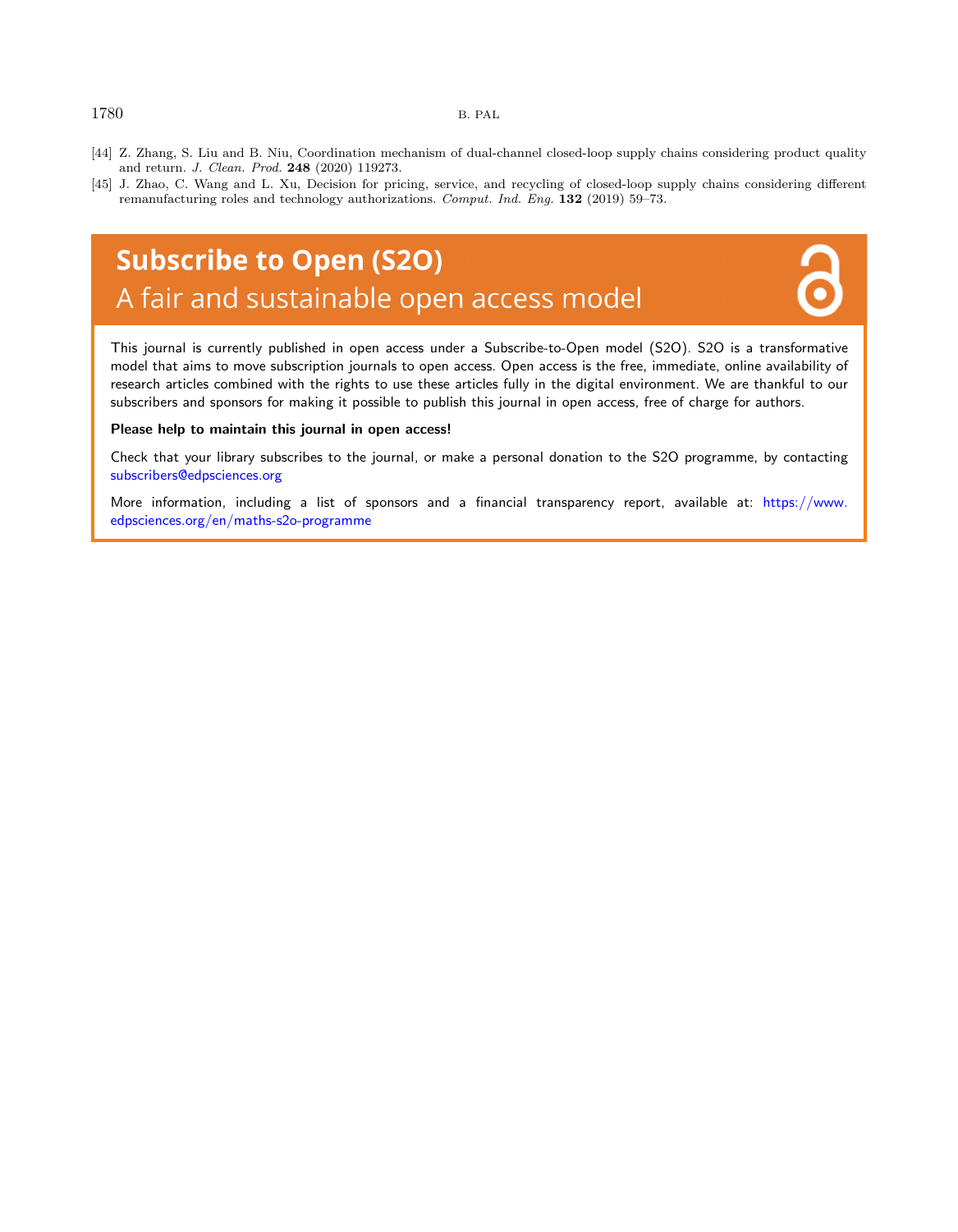[44] Z. Zhang, S. Liu and B. Niu, Coordination mechanism of dual-channel closed-loop supply chains considering product quality and return. *J. Clean. Prod.* **248** (2020) 119273.

[45] J. Zhao, C. Wang and L. Xu, Decision for pricing, service, and recycling of closed-loop supply chains considering different remanufacturing roles and technology authorizations. *Comput. Ind. Eng.* **132** (2019) 59–73.

## Subscribe to Open (S2O)

A fair and sustainable open access model

This journal is currently published in open access under a Subscribe-to-Open model (S2O). S2O is a transformative model that aims to move subscription journals to open access. Open access is the free, immediate, online availability of research articles combined with the rights to use these articles fully in the digital environment. We are thankful to our subscribers and sponsors for making it possible to publish this journal in open access, free of charge for authors.

**Please help to maintain this journal in open access!**

Check that your library subscribes to the journal, or make a personal donation to the S2O programme, by contacting subscribers@edpsciences.org

More information, including a list of sponsors and a financial transparency report, available at: https://www.edpsciences.org/en/maths-s2o-programme